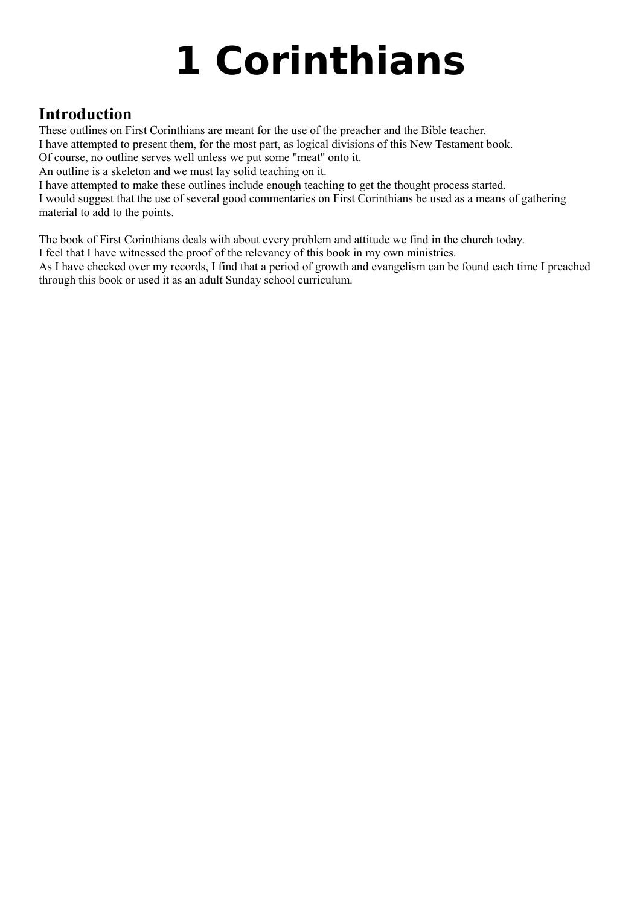# 1 Corinthians

## Introduction

These outlines on First Corinthians are meant for the use of the preacher and the Bible teacher.
I have attempted to present them, for the most part, as logical divisions of this New Testament book.
Of course, no outline serves well unless we put some "meat" onto it.
An outline is a skeleton and we must lay solid teaching on it.
I have attempted to make these outlines include enough teaching to get the thought process started.
I would suggest that the use of several good commentaries on First Corinthians be used as a means of gathering material to add to the points.

The book of First Corinthians deals with about every problem and attitude we find in the church today.
I feel that I have witnessed the proof of the relevancy of this book in my own ministries.
As I have checked over my records, I find that a period of growth and evangelism can be found each time I preached through this book or used it as an adult Sunday school curriculum.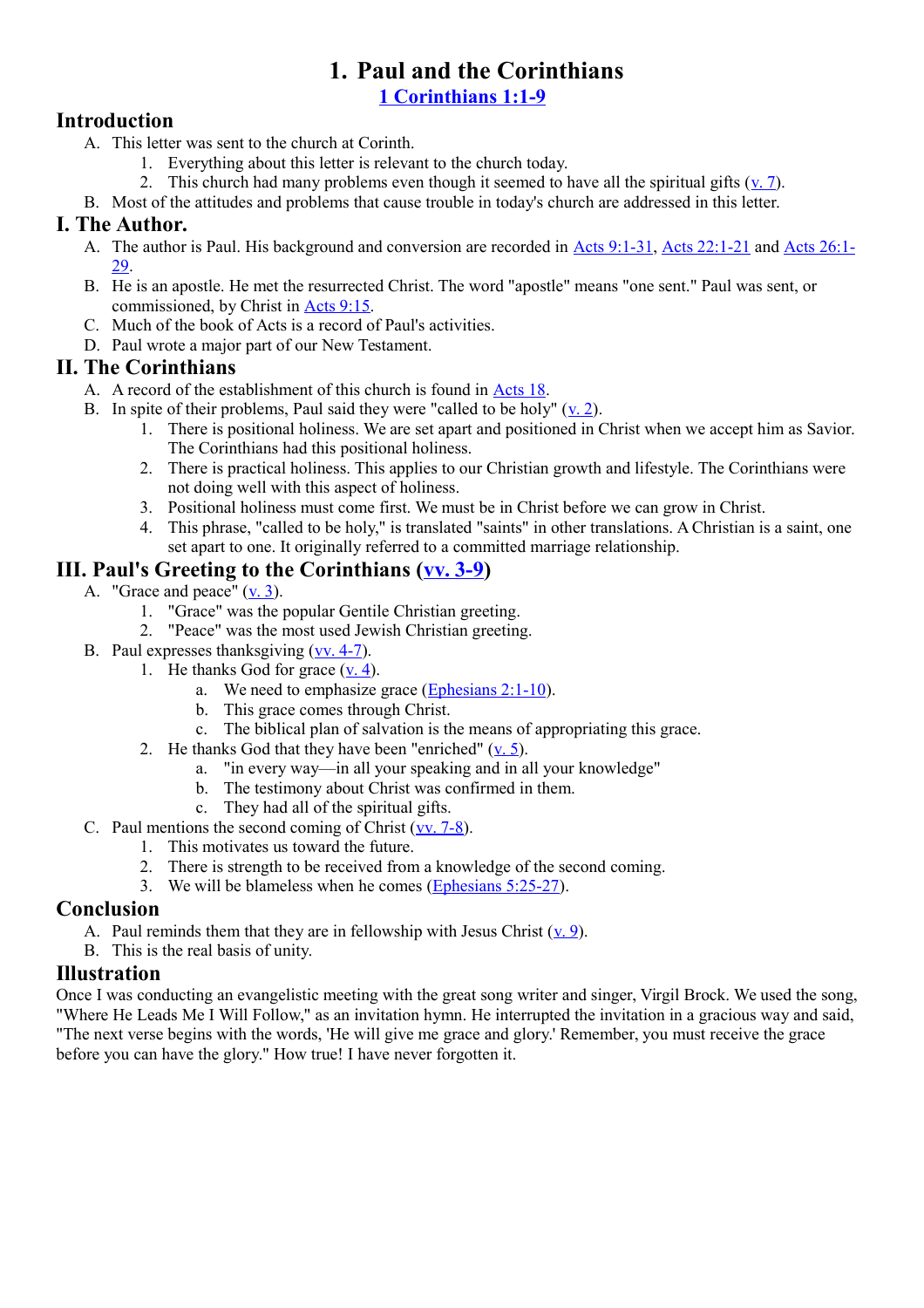# 1. Paul and the Corinthians

## 1 Corinthians 1:1-9

## Introduction

A. This letter was sent to the church at Corinth.
   1. Everything about this letter is relevant to the church today.
   2. This church had many problems even though it seemed to have all the spiritual gifts (v. 7).

B. Most of the attitudes and problems that cause trouble in today's church are addressed in this letter.

## I. The Author.

A. The author is Paul. His background and conversion are recorded in Acts 9:1-31, Acts 22:1-21 and Acts 26:1-29.

B. He is an apostle. He met the resurrected Christ. The word "apostle" means "one sent." Paul was sent, or commissioned, by Christ in Acts 9:15.

C. Much of the book of Acts is a record of Paul's activities.

D. Paul wrote a major part of our New Testament.

## II. The Corinthians

A. A record of the establishment of this church is found in Acts 18.

B. In spite of their problems, Paul said they were "called to be holy" (v. 2).
   1. There is positional holiness. We are set apart and positioned in Christ when we accept him as Savior. The Corinthians had this positional holiness.
   2. There is practical holiness. This applies to our Christian growth and lifestyle. The Corinthians were not doing well with this aspect of holiness.
   3. Positional holiness must come first. We must be in Christ before we can grow in Christ.
   4. This phrase, "called to be holy," is translated "saints" in other translations. A Christian is a saint, one set apart to one. It originally referred to a committed marriage relationship.

## III. Paul's Greeting to the Corinthians (vv. 3-9)

A. "Grace and peace" (v. 3).
   1. "Grace" was the popular Gentile Christian greeting.
   2. "Peace" was the most used Jewish Christian greeting.

B. Paul expresses thanksgiving (vv. 4-7).
   1. He thanks God for grace (v. 4).
      a. We need to emphasize grace (Ephesians 2:1-10).
      b. This grace comes through Christ.
      c. The biblical plan of salvation is the means of appropriating this grace.
   2. He thanks God that they have been "enriched" (v. 5).
      a. "in every way—in all your speaking and in all your knowledge"
      b. The testimony about Christ was confirmed in them.
      c. They had all of the spiritual gifts.

C. Paul mentions the second coming of Christ (vv. 7-8).
   1. This motivates us toward the future.
   2. There is strength to be received from a knowledge of the second coming.
   3. We will be blameless when he comes (Ephesians 5:25-27).

## Conclusion

A. Paul reminds them that they are in fellowship with Jesus Christ (v. 9).

B. This is the real basis of unity.

## Illustration

Once I was conducting an evangelistic meeting with the great song writer and singer, Virgil Brock. We used the song, "Where He Leads Me I Will Follow," as an invitation hymn. He interrupted the invitation in a gracious way and said, "The next verse begins with the words, 'He will give me grace and glory.' Remember, you must receive the grace before you can have the glory." How true! I have never forgotten it.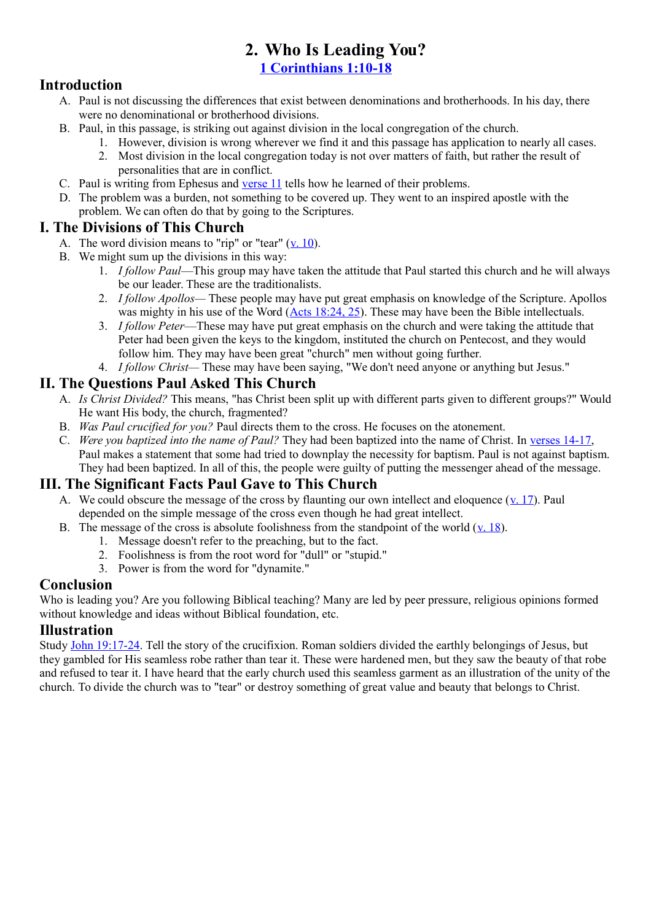# 2. Who Is Leading You?

**[1 Corinthians 1:10-18]**

## Introduction

A. Paul is not discussing the differences that exist between denominations and brotherhoods. In his day, there were no denominational or brotherhood divisions.

B. Paul, in this passage, is striking out against division in the local congregation of the church.
   1. However, division is wrong wherever we find it and this passage has application to nearly all cases.
   2. Most division in the local congregation today is not over matters of faith, but rather the result of personalities that are in conflict.

C. Paul is writing from Ephesus and [verse 11] tells how he learned of their problems.

D. The problem was a burden, not something to be covered up. They went to an inspired apostle with the problem. We can often do that by going to the Scriptures.

## I. The Divisions of This Church

A. The word division means to "rip" or "tear" ([v. 10]).

B. We might sum up the divisions in this way:
   1. *I follow Paul*—This group may have taken the attitude that Paul started this church and he will always be our leader. These are the traditionalists.
   2. *I follow Apollos*— These people may have put great emphasis on knowledge of the Scripture. Apollos was mighty in his use of the Word ([Acts 18:24, 25]). These may have been the Bible intellectuals.
   3. *I follow Peter*—These may have put great emphasis on the church and were taking the attitude that Peter had been given the keys to the kingdom, instituted the church on Pentecost, and they would follow him. They may have been great "church" men without going further.
   4. *I follow Christ*— These may have been saying, "We don't need anyone or anything but Jesus."

## II. The Questions Paul Asked This Church

A. *Is Christ Divided?* This means, "has Christ been split up with different parts given to different groups?" Would He want His body, the church, fragmented?

B. *Was Paul crucified for you?* Paul directs them to the cross. He focuses on the atonement.

C. *Were you baptized into the name of Paul?* They had been baptized into the name of Christ. In [verses 14-17], Paul makes a statement that some had tried to downplay the necessity for baptism. Paul is not against baptism. They had been baptized. In all of this, the people were guilty of putting the messenger ahead of the message.

## III. The Significant Facts Paul Gave to This Church

A. We could obscure the message of the cross by flaunting our own intellect and eloquence ([v. 17]). Paul depended on the simple message of the cross even though he had great intellect.

B. The message of the cross is absolute foolishness from the standpoint of the world ([v. 18]).
   1. Message doesn't refer to the preaching, but to the fact.
   2. Foolishness is from the root word for "dull" or "stupid."
   3. Power is from the word for "dynamite."

## Conclusion

Who is leading you? Are you following Biblical teaching? Many are led by peer pressure, religious opinions formed without knowledge and ideas without Biblical foundation, etc.

## Illustration

Study [John 19:17-24]. Tell the story of the crucifixion. Roman soldiers divided the earthly belongings of Jesus, but they gambled for His seamless robe rather than tear it. These were hardened men, but they saw the beauty of that robe and refused to tear it. I have heard that the early church used this seamless garment as an illustration of the unity of the church. To divide the church was to "tear" or destroy something of great value and beauty that belongs to Christ.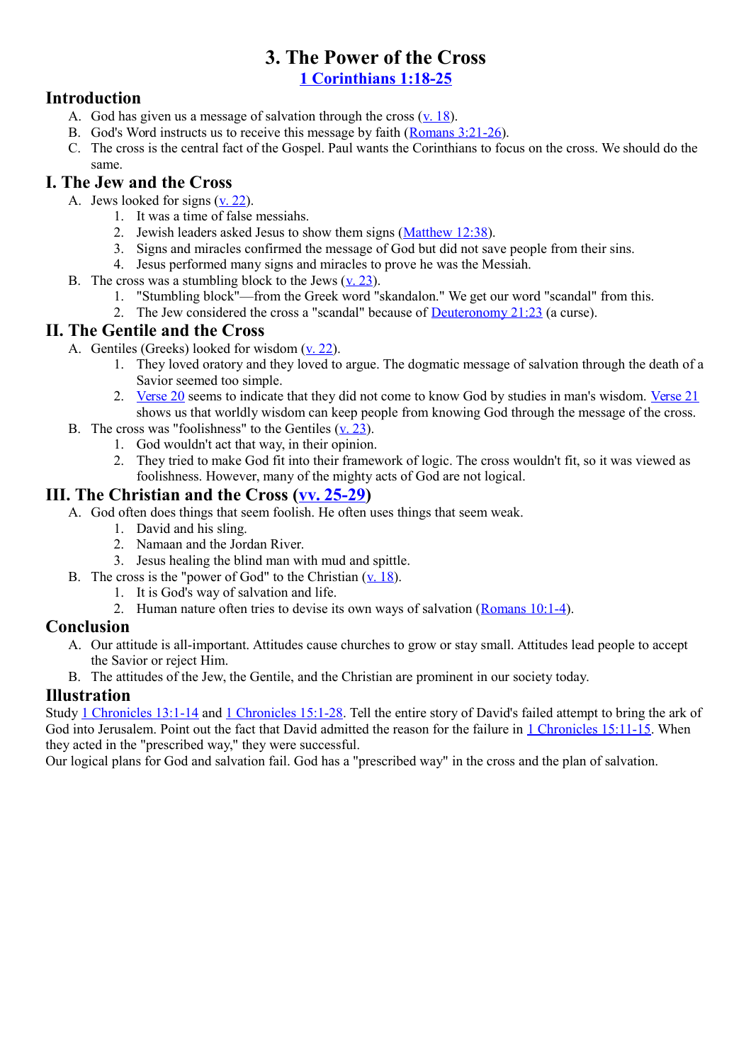# 3. The Power of the Cross

**1 Corinthians 1:18-25**

## Introduction

A. God has given us a message of salvation through the cross (v. 18).
B. God's Word instructs us to receive this message by faith (Romans 3:21-26).
C. The cross is the central fact of the Gospel. Paul wants the Corinthians to focus on the cross. We should do the same.

## I. The Jew and the Cross

A. Jews looked for signs (v. 22).
   1. It was a time of false messiahs.
   2. Jewish leaders asked Jesus to show them signs (Matthew 12:38).
   3. Signs and miracles confirmed the message of God but did not save people from their sins.
   4. Jesus performed many signs and miracles to prove he was the Messiah.

B. The cross was a stumbling block to the Jews (v. 23).
   1. "Stumbling block"—from the Greek word "skandalon." We get our word "scandal" from this.
   2. The Jew considered the cross a "scandal" because of Deuteronomy 21:23 (a curse).

## II. The Gentile and the Cross

A. Gentiles (Greeks) looked for wisdom (v. 22).
   1. They loved oratory and they loved to argue. The dogmatic message of salvation through the death of a Savior seemed too simple.
   2. Verse 20 seems to indicate that they did not come to know God by studies in man's wisdom. Verse 21 shows us that worldly wisdom can keep people from knowing God through the message of the cross.

B. The cross was "foolishness" to the Gentiles (v. 23).
   1. God wouldn't act that way, in their opinion.
   2. They tried to make God fit into their framework of logic. The cross wouldn't fit, so it was viewed as foolishness. However, many of the mighty acts of God are not logical.

## III. The Christian and the Cross (vv. 25-29)

A. God often does things that seem foolish. He often uses things that seem weak.
   1. David and his sling.
   2. Namaan and the Jordan River.
   3. Jesus healing the blind man with mud and spittle.

B. The cross is the "power of God" to the Christian (v. 18).
   1. It is God's way of salvation and life.
   2. Human nature often tries to devise its own ways of salvation (Romans 10:1-4).

## Conclusion

A. Our attitude is all-important. Attitudes cause churches to grow or stay small. Attitudes lead people to accept the Savior or reject Him.
B. The attitudes of the Jew, the Gentile, and the Christian are prominent in our society today.

## Illustration

Study 1 Chronicles 13:1-14 and 1 Chronicles 15:1-28. Tell the entire story of David's failed attempt to bring the ark of God into Jerusalem. Point out the fact that David admitted the reason for the failure in 1 Chronicles 15:11-15. When they acted in the "prescribed way," they were successful.

Our logical plans for God and salvation fail. God has a "prescribed way" in the cross and the plan of salvation.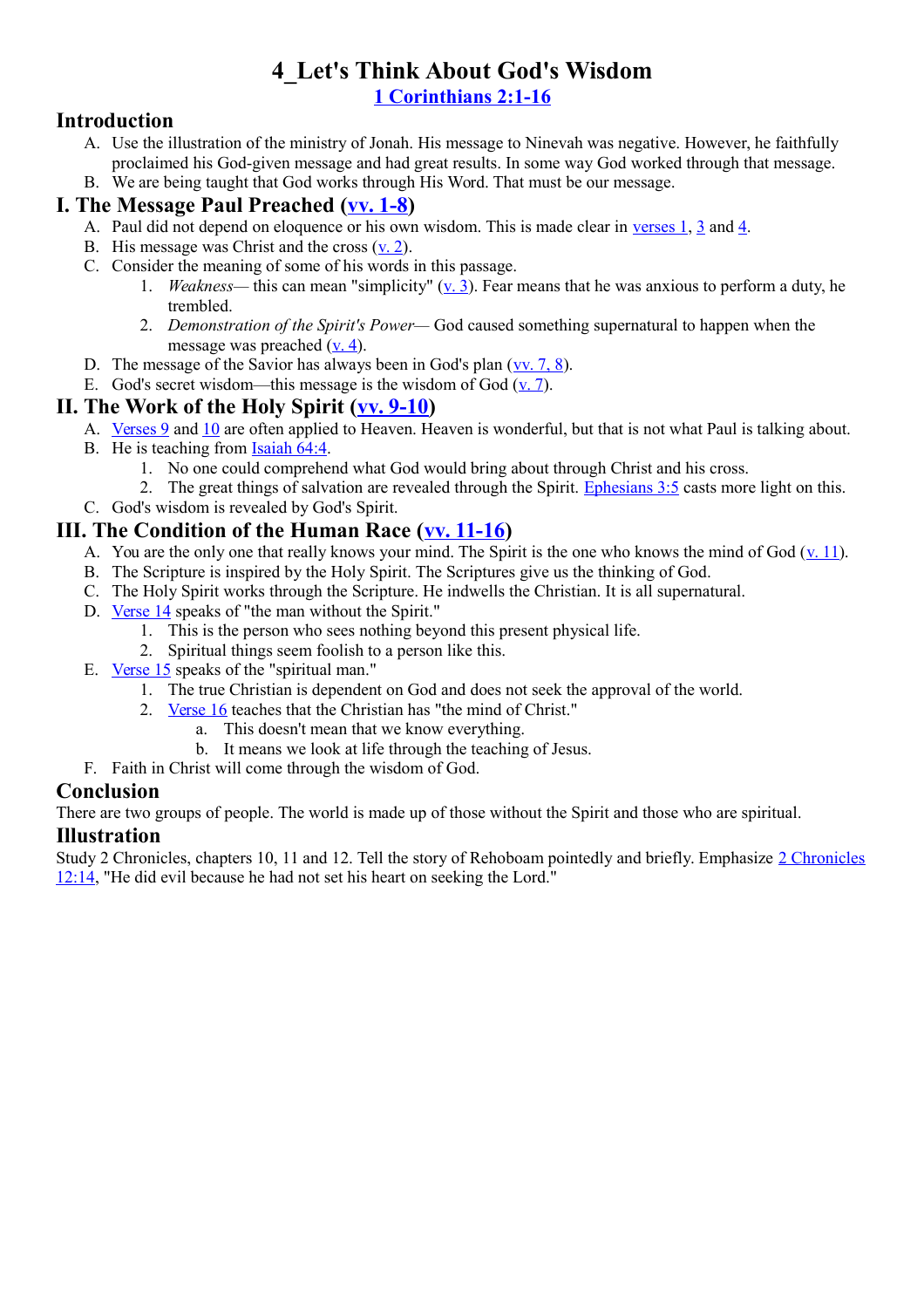# 4_Let's Think About God's Wisdom

**1 Corinthians 2:1-16**

## Introduction

A. Use the illustration of the ministry of Jonah. His message to Nineveh was negative. However, he faithfully proclaimed his God-given message and had great results. In some way God worked through that message.
B. We are being taught that God works through His Word. That must be our message.

## I. The Message Paul Preached (vv. 1-8)

A. Paul did not depend on eloquence or his own wisdom. This is made clear in verses 1, 3 and 4.
B. His message was Christ and the cross (v. 2).
C. Consider the meaning of some of his words in this passage.
   1. *Weakness*— this can mean "simplicity" (v. 3). Fear means that he was anxious to perform a duty, he trembled.
   2. *Demonstration of the Spirit's Power*— God caused something supernatural to happen when the message was preached (v. 4).
D. The message of the Savior has always been in God's plan (vv. 7, 8).
E. God's secret wisdom—this message is the wisdom of God (v. 7).

## II. The Work of the Holy Spirit (vv. 9-10)

A. Verses 9 and 10 are often applied to Heaven. Heaven is wonderful, but that is not what Paul is talking about.
B. He is teaching from Isaiah 64:4.
   1. No one could comprehend what God would bring about through Christ and his cross.
   2. The great things of salvation are revealed through the Spirit. Ephesians 3:5 casts more light on this.
C. God's wisdom is revealed by God's Spirit.

## III. The Condition of the Human Race (vv. 11-16)

A. You are the only one that really knows your mind. The Spirit is the one who knows the mind of God (v. 11).
B. The Scripture is inspired by the Holy Spirit. The Scriptures give us the thinking of God.
C. The Holy Spirit works through the Scripture. He indwells the Christian. It is all supernatural.
D. Verse 14 speaks of "the man without the Spirit."
   1. This is the person who sees nothing beyond this present physical life.
   2. Spiritual things seem foolish to a person like this.
E. Verse 15 speaks of the "spiritual man."
   1. The true Christian is dependent on God and does not seek the approval of the world.
   2. Verse 16 teaches that the Christian has "the mind of Christ."
      a. This doesn't mean that we know everything.
      b. It means we look at life through the teaching of Jesus.
F. Faith in Christ will come through the wisdom of God.

## Conclusion

There are two groups of people. The world is made up of those without the Spirit and those who are spiritual.

## Illustration

Study 2 Chronicles, chapters 10, 11 and 12. Tell the story of Rehoboam pointedly and briefly. Emphasize 2 Chronicles 12:14, "He did evil because he had not set his heart on seeking the Lord."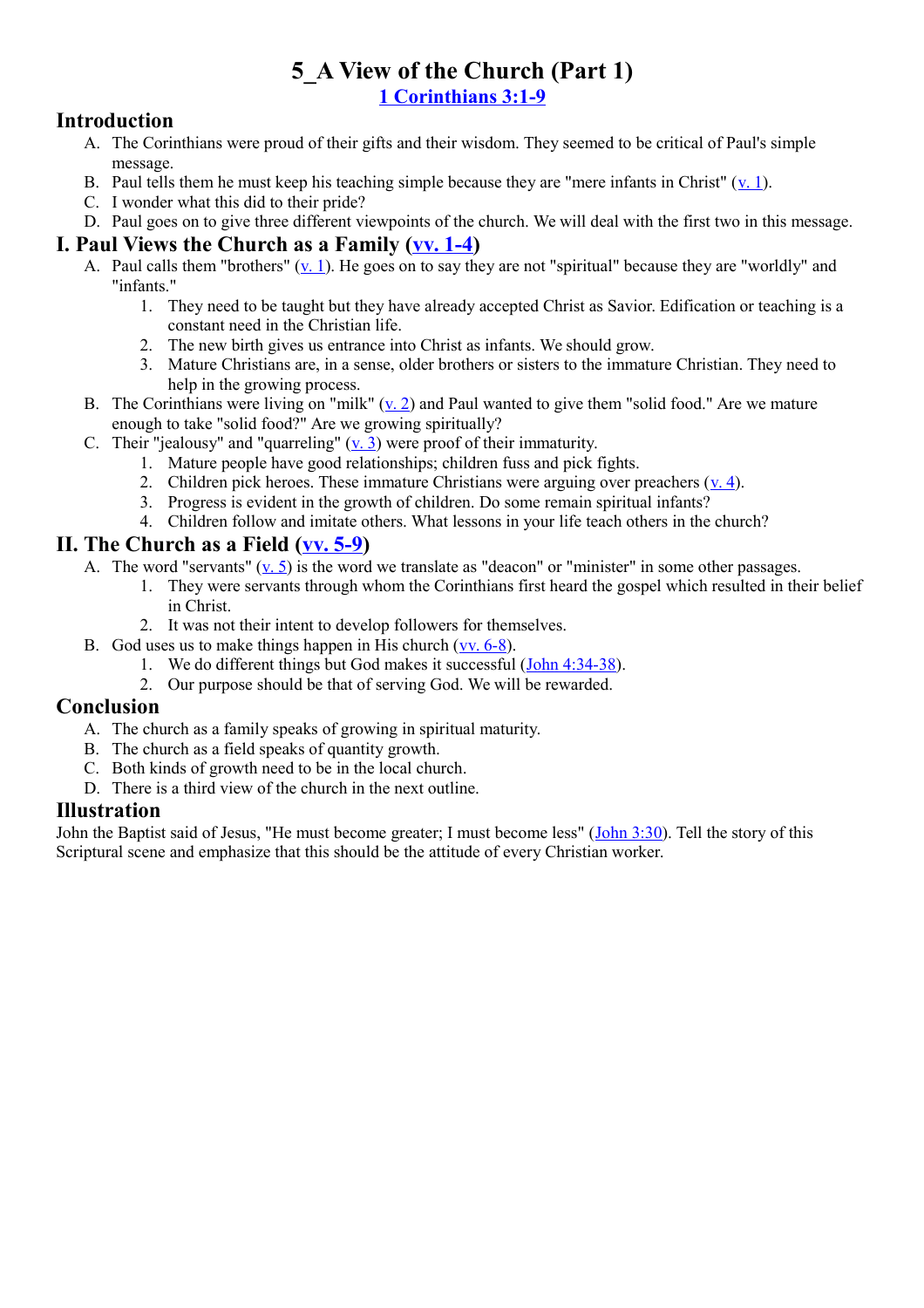# 5_A View of the Church (Part 1)

**1 Corinthians 3:1-9**

## Introduction

A. The Corinthians were proud of their gifts and their wisdom. They seemed to be critical of Paul's simple message.
B. Paul tells them he must keep his teaching simple because they are "mere infants in Christ" (v. 1).
C. I wonder what this did to their pride?
D. Paul goes on to give three different viewpoints of the church. We will deal with the first two in this message.

## I. Paul Views the Church as a Family (vv. 1-4)

A. Paul calls them "brothers" (v. 1). He goes on to say they are not "spiritual" because they are "worldly" and "infants."
   1. They need to be taught but they have already accepted Christ as Savior. Edification or teaching is a constant need in the Christian life.
   2. The new birth gives us entrance into Christ as infants. We should grow.
   3. Mature Christians are, in a sense, older brothers or sisters to the immature Christian. They need to help in the growing process.
B. The Corinthians were living on "milk" (v. 2) and Paul wanted to give them "solid food." Are we mature enough to take "solid food?" Are we growing spiritually?
C. Their "jealousy" and "quarreling" (v. 3) were proof of their immaturity.
   1. Mature people have good relationships; children fuss and pick fights.
   2. Children pick heroes. These immature Christians were arguing over preachers (v. 4).
   3. Progress is evident in the growth of children. Do some remain spiritual infants?
   4. Children follow and imitate others. What lessons in your life teach others in the church?

## II. The Church as a Field (vv. 5-9)

A. The word "servants" (v. 5) is the word we translate as "deacon" or "minister" in some other passages.
   1. They were servants through whom the Corinthians first heard the gospel which resulted in their belief in Christ.
   2. It was not their intent to develop followers for themselves.
B. God uses us to make things happen in His church (vv. 6-8).
   1. We do different things but God makes it successful (John 4:34-38).
   2. Our purpose should be that of serving God. We will be rewarded.

## Conclusion

A. The church as a family speaks of growing in spiritual maturity.
B. The church as a field speaks of quantity growth.
C. Both kinds of growth need to be in the local church.
D. There is a third view of the church in the next outline.

## Illustration

John the Baptist said of Jesus, "He must become greater; I must become less" (John 3:30). Tell the story of this Scriptural scene and emphasize that this should be the attitude of every Christian worker.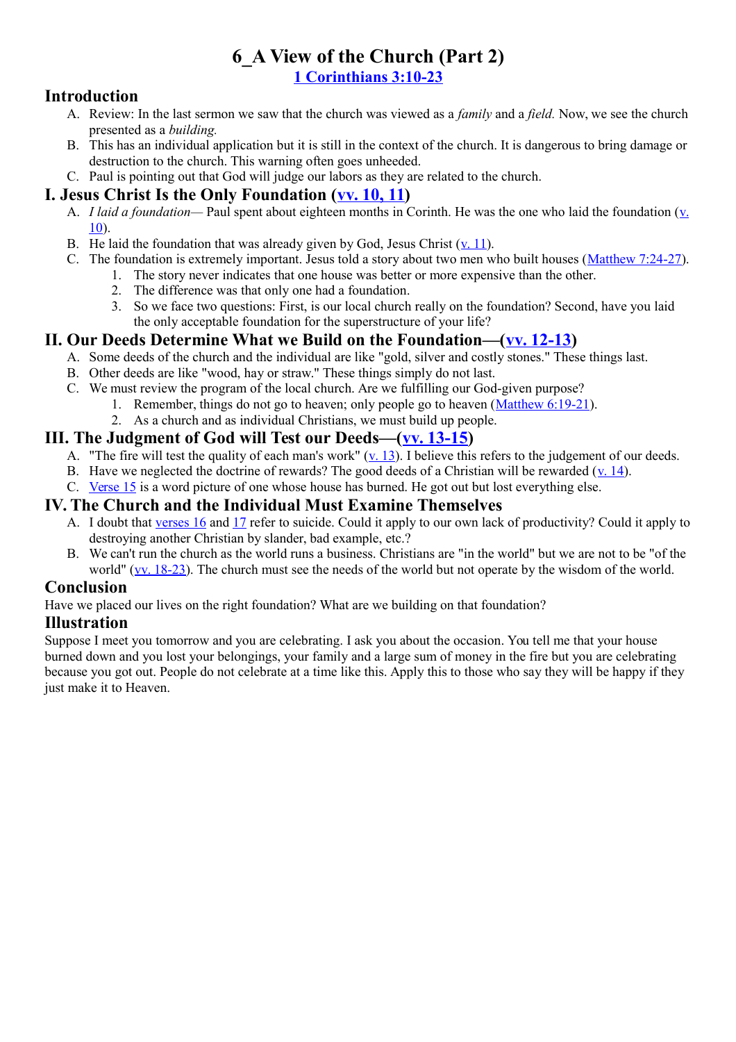# 6_A View of the Church (Part 2)

## 1 Corinthians 3:10-23

## Introduction

A. Review: In the last sermon we saw that the church was viewed as a *family* and a *field.* Now, we see the church presented as a *building.*

B. This has an individual application but it is still in the context of the church. It is dangerous to bring damage or destruction to the church. This warning often goes unheeded.

C. Paul is pointing out that God will judge our labors as they are related to the church.

## I. Jesus Christ Is the Only Foundation (vv. 10, 11)

A. *I laid a foundation*— Paul spent about eighteen months in Corinth. He was the one who laid the foundation (v. 10).

B. He laid the foundation that was already given by God, Jesus Christ (v. 11).

C. The foundation is extremely important. Jesus told a story about two men who built houses (Matthew 7:24-27).

1. The story never indicates that one house was better or more expensive than the other.
2. The difference was that only one had a foundation.
3. So we face two questions: First, is our local church really on the foundation? Second, have you laid the only acceptable foundation for the superstructure of your life?

## II. Our Deeds Determine What we Build on the Foundation—(vv. 12-13)

A. Some deeds of the church and the individual are like "gold, silver and costly stones." These things last.

B. Other deeds are like "wood, hay or straw." These things simply do not last.

C. We must review the program of the local church. Are we fulfilling our God-given purpose?

1. Remember, things do not go to heaven; only people go to heaven (Matthew 6:19-21).
2. As a church and as individual Christians, we must build up people.

## III. The Judgment of God will Test our Deeds—(vv. 13-15)

A. "The fire will test the quality of each man's work" (v. 13). I believe this refers to the judgement of our deeds.

B. Have we neglected the doctrine of rewards? The good deeds of a Christian will be rewarded (v. 14).

C. Verse 15 is a word picture of one whose house has burned. He got out but lost everything else.

## IV. The Church and the Individual Must Examine Themselves

A. I doubt that verses 16 and 17 refer to suicide. Could it apply to our own lack of productivity? Could it apply to destroying another Christian by slander, bad example, etc.?

B. We can't run the church as the world runs a business. Christians are "in the world" but we are not to be "of the world" (vv. 18-23). The church must see the needs of the world but not operate by the wisdom of the world.

## Conclusion

Have we placed our lives on the right foundation? What are we building on that foundation?

## Illustration

Suppose I meet you tomorrow and you are celebrating. I ask you about the occasion. You tell me that your house burned down and you lost your belongings, your family and a large sum of money in the fire but you are celebrating because you got out. People do not celebrate at a time like this. Apply this to those who say they will be happy if they just make it to Heaven.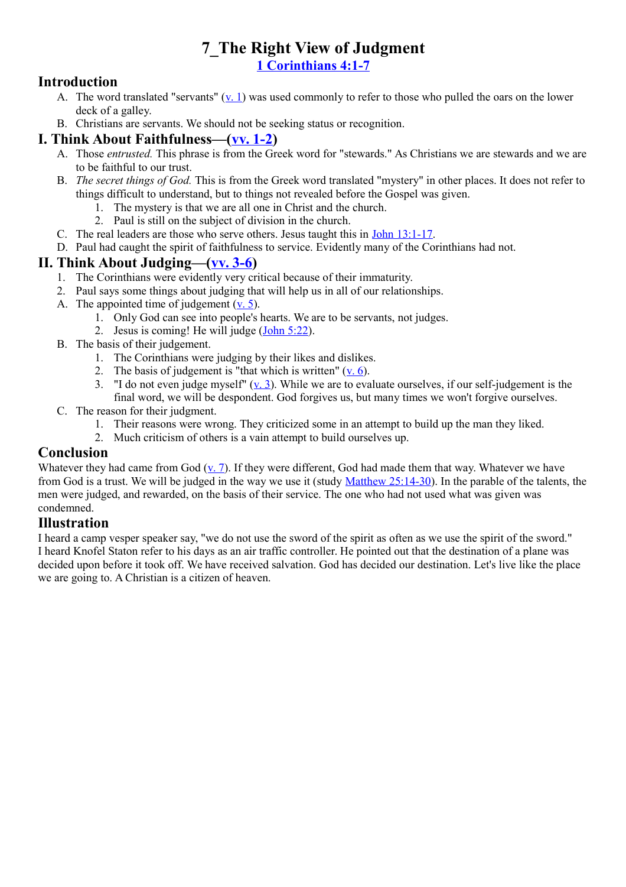# 7_The Right View of Judgment

**1 Corinthians 4:1-7**

## Introduction

A. The word translated "servants" (v. 1) was used commonly to refer to those who pulled the oars on the lower deck of a galley.
B. Christians are servants. We should not be seeking status or recognition.

## I. Think About Faithfulness—(vv. 1-2)

A. Those *entrusted.* This phrase is from the Greek word for "stewards." As Christians we are stewards and we are to be faithful to our trust.
B. *The secret things of God.* This is from the Greek word translated "mystery" in other places. It does not refer to things difficult to understand, but to things not revealed before the Gospel was given.
   1. The mystery is that we are all one in Christ and the church.
   2. Paul is still on the subject of division in the church.
C. The real leaders are those who serve others. Jesus taught this in John 13:1-17.
D. Paul had caught the spirit of faithfulness to service. Evidently many of the Corinthians had not.

## II. Think About Judging—(vv. 3-6)

1. The Corinthians were evidently very critical because of their immaturity.
2. Paul says some things about judging that will help us in all of our relationships.

A. The appointed time of judgement (v. 5).
   1. Only God can see into people's hearts. We are to be servants, not judges.
   2. Jesus is coming! He will judge (John 5:22).
B. The basis of their judgement.
   1. The Corinthians were judging by their likes and dislikes.
   2. The basis of judgement is "that which is written" (v. 6).
   3. "I do not even judge myself" (v. 3). While we are to evaluate ourselves, if our self-judgement is the final word, we will be despondent. God forgives us, but many times we won't forgive ourselves.
C. The reason for their judgment.
   1. Their reasons were wrong. They criticized some in an attempt to build up the man they liked.
   2. Much criticism of others is a vain attempt to build ourselves up.

## Conclusion

Whatever they had came from God (v. 7). If they were different, God had made them that way. Whatever we have from God is a trust. We will be judged in the way we use it (study Matthew 25:14-30). In the parable of the talents, the men were judged, and rewarded, on the basis of their service. The one who had not used what was given was condemned.

## Illustration

I heard a camp vesper speaker say, "we do not use the sword of the spirit as often as we use the spirit of the sword." I heard Knofel Staton refer to his days as an air traffic controller. He pointed out that the destination of a plane was decided upon before it took off. We have received salvation. God has decided our destination. Let's live like the place we are going to. A Christian is a citizen of heaven.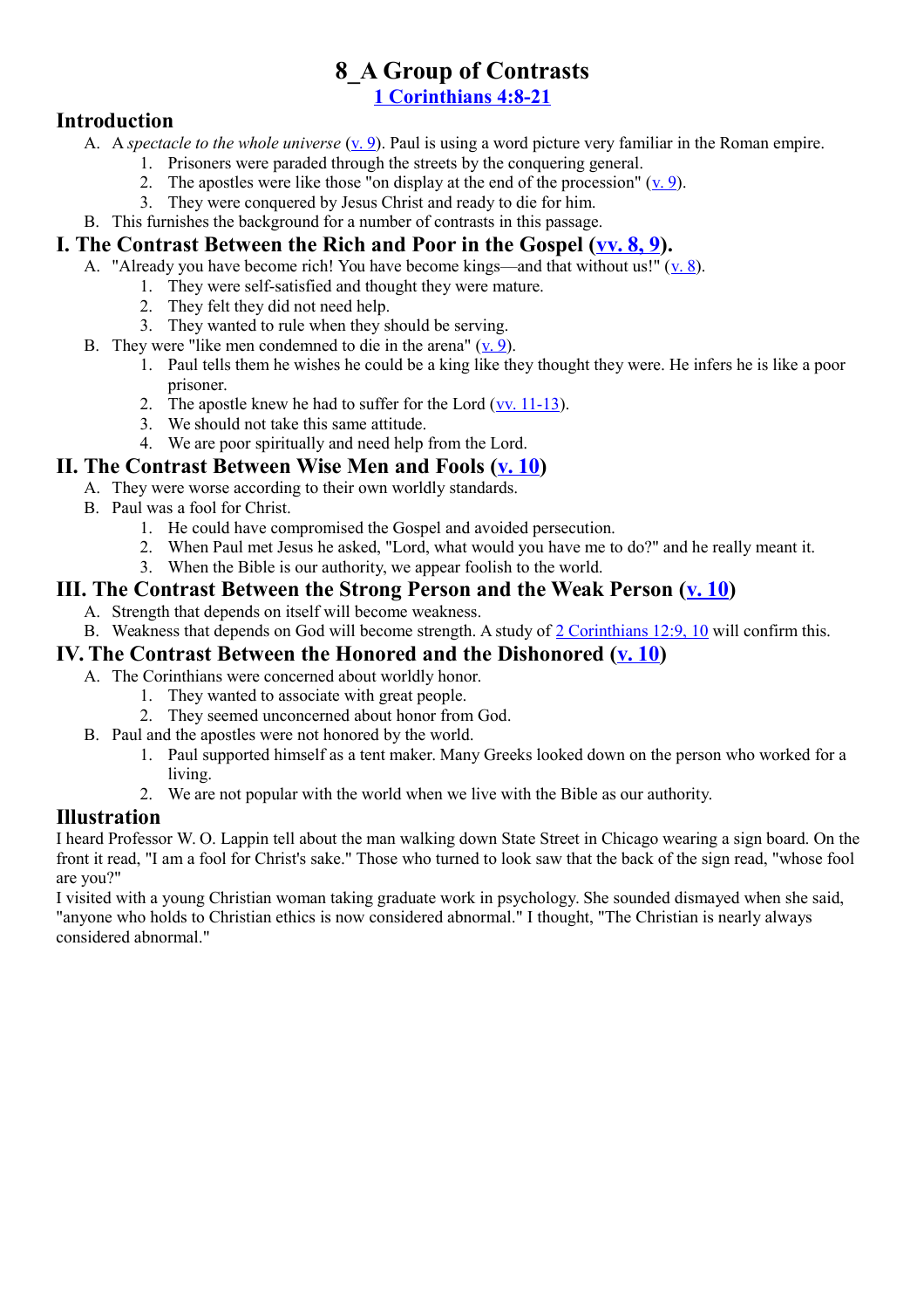# 8_A Group of Contrasts

**1 Corinthians 4:8-21**

## Introduction

A. A *spectacle to the whole universe* (v. 9). Paul is using a word picture very familiar in the Roman empire.
   1. Prisoners were paraded through the streets by the conquering general.
   2. The apostles were like those "on display at the end of the procession" (v. 9).
   3. They were conquered by Jesus Christ and ready to die for him.

B. This furnishes the background for a number of contrasts in this passage.

## I. The Contrast Between the Rich and Poor in the Gospel (vv. 8, 9).

A. "Already you have become rich! You have become kings—and that without us!" (v. 8).
   1. They were self-satisfied and thought they were mature.
   2. They felt they did not need help.
   3. They wanted to rule when they should be serving.

B. They were "like men condemned to die in the arena" (v. 9).
   1. Paul tells them he wishes he could be a king like they thought they were. He infers he is like a poor prisoner.
   2. The apostle knew he had to suffer for the Lord (vv. 11-13).
   3. We should not take this same attitude.
   4. We are poor spiritually and need help from the Lord.

## II. The Contrast Between Wise Men and Fools (v. 10)

A. They were worse according to their own worldly standards.

B. Paul was a fool for Christ.
   1. He could have compromised the Gospel and avoided persecution.
   2. When Paul met Jesus he asked, "Lord, what would you have me to do?" and he really meant it.
   3. When the Bible is our authority, we appear foolish to the world.

## III. The Contrast Between the Strong Person and the Weak Person (v. 10)

A. Strength that depends on itself will become weakness.

B. Weakness that depends on God will become strength. A study of 2 Corinthians 12:9, 10 will confirm this.

## IV. The Contrast Between the Honored and the Dishonored (v. 10)

A. The Corinthians were concerned about worldly honor.
   1. They wanted to associate with great people.
   2. They seemed unconcerned about honor from God.

B. Paul and the apostles were not honored by the world.
   1. Paul supported himself as a tent maker. Many Greeks looked down on the person who worked for a living.
   2. We are not popular with the world when we live with the Bible as our authority.

## Illustration

I heard Professor W. O. Lappin tell about the man walking down State Street in Chicago wearing a sign board. On the front it read, "I am a fool for Christ's sake." Those who turned to look saw that the back of the sign read, "whose fool are you?"

I visited with a young Christian woman taking graduate work in psychology. She sounded dismayed when she said, "anyone who holds to Christian ethics is now considered abnormal." I thought, "The Christian is nearly always considered abnormal."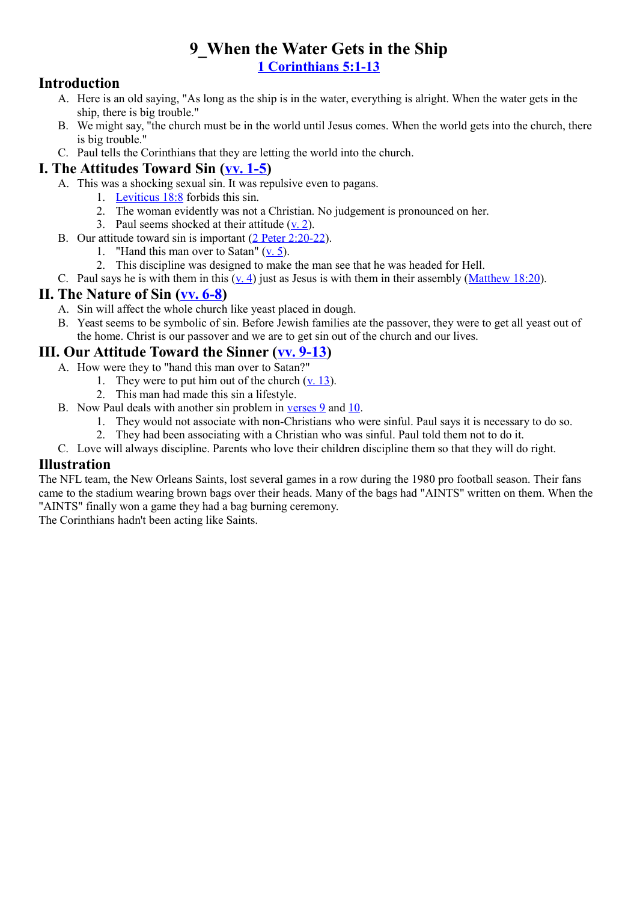# 9_When the Water Gets in the Ship

**1 Corinthians 5:1-13**

## Introduction

A. Here is an old saying, "As long as the ship is in the water, everything is alright. When the water gets in the ship, there is big trouble."
B. We might say, "the church must be in the world until Jesus comes. When the world gets into the church, there is big trouble."
C. Paul tells the Corinthians that they are letting the world into the church.

## I. The Attitudes Toward Sin (vv. 1-5)

A. This was a shocking sexual sin. It was repulsive even to pagans.
   1. Leviticus 18:8 forbids this sin.
   2. The woman evidently was not a Christian. No judgement is pronounced on her.
   3. Paul seems shocked at their attitude (v. 2).
B. Our attitude toward sin is important (2 Peter 2:20-22).
   1. "Hand this man over to Satan" (v. 5).
   2. This discipline was designed to make the man see that he was headed for Hell.
C. Paul says he is with them in this (v. 4) just as Jesus is with them in their assembly (Matthew 18:20).

## II. The Nature of Sin (vv. 6-8)

A. Sin will affect the whole church like yeast placed in dough.
B. Yeast seems to be symbolic of sin. Before Jewish families ate the passover, they were to get all yeast out of the home. Christ is our passover and we are to get sin out of the church and our lives.

## III. Our Attitude Toward the Sinner (vv. 9-13)

A. How were they to "hand this man over to Satan?"
   1. They were to put him out of the church (v. 13).
   2. This man had made this sin a lifestyle.
B. Now Paul deals with another sin problem in verses 9 and 10.
   1. They would not associate with non-Christians who were sinful. Paul says it is necessary to do so.
   2. They had been associating with a Christian who was sinful. Paul told them not to do it.
C. Love will always discipline. Parents who love their children discipline them so that they will do right.

## Illustration

The NFL team, the New Orleans Saints, lost several games in a row during the 1980 pro football season. Their fans came to the stadium wearing brown bags over their heads. Many of the bags had "AINTS" written on them. When the "AINTS" finally won a game they had a bag burning ceremony.
The Corinthians hadn't been acting like Saints.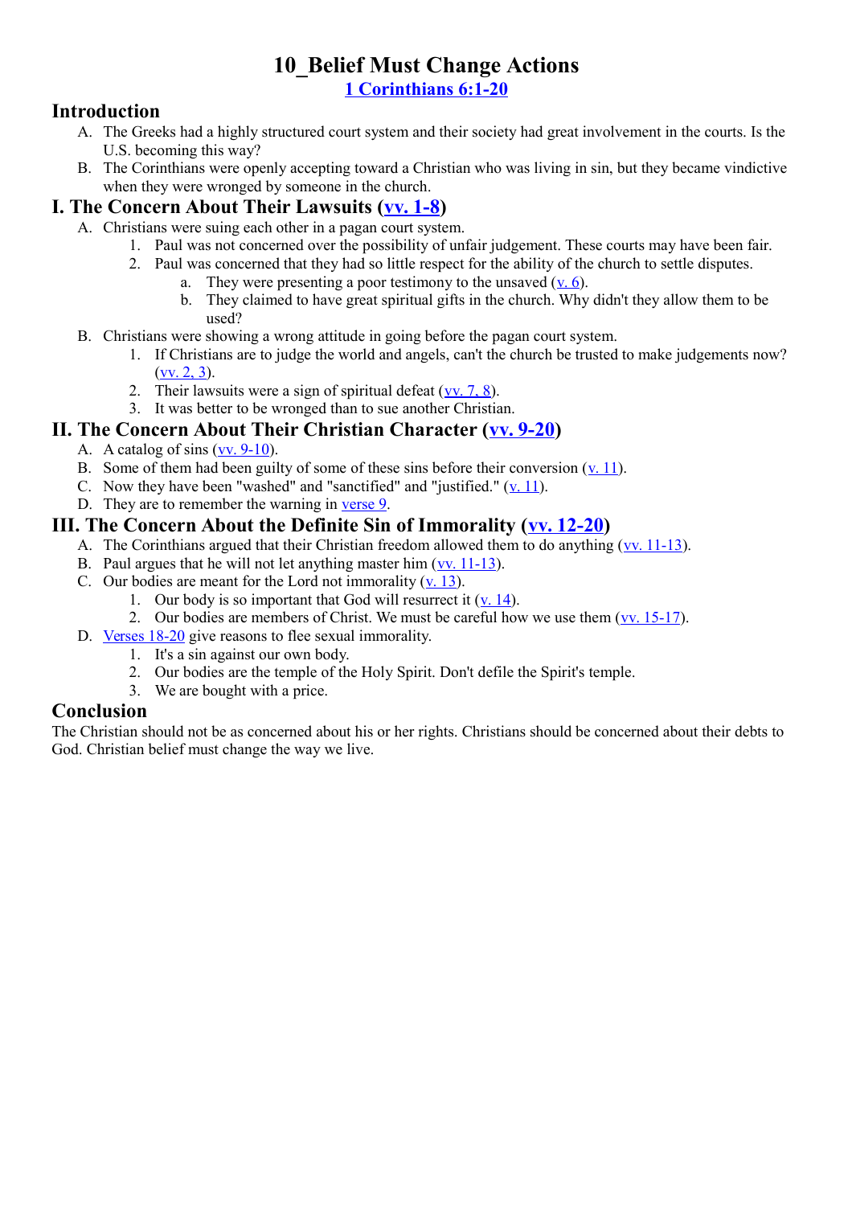# 10_Belief Must Change Actions

**1 Corinthians 6:1-20**

## Introduction

A. The Greeks had a highly structured court system and their society had great involvement in the courts. Is the U.S. becoming this way?

B. The Corinthians were openly accepting toward a Christian who was living in sin, but they became vindictive when they were wronged by someone in the church.

## I. The Concern About Their Lawsuits (vv. 1-8)

A. Christians were suing each other in a pagan court system.
   1. Paul was not concerned over the possibility of unfair judgement. These courts may have been fair.
   2. Paul was concerned that they had so little respect for the ability of the church to settle disputes.
      a. They were presenting a poor testimony to the unsaved (v. 6).
      b. They claimed to have great spiritual gifts in the church. Why didn't they allow them to be used?

B. Christians were showing a wrong attitude in going before the pagan court system.
   1. If Christians are to judge the world and angels, can't the church be trusted to make judgements now? (vv. 2, 3).
   2. Their lawsuits were a sign of spiritual defeat (vv. 7, 8).
   3. It was better to be wronged than to sue another Christian.

## II. The Concern About Their Christian Character (vv. 9-20)

A. A catalog of sins (vv. 9-10).

B. Some of them had been guilty of some of these sins before their conversion (v. 11).

C. Now they have been "washed" and "sanctified" and "justified." (v. 11).

D. They are to remember the warning in verse 9.

## III. The Concern About the Definite Sin of Immorality (vv. 12-20)

A. The Corinthians argued that their Christian freedom allowed them to do anything (vv. 11-13).

B. Paul argues that he will not let anything master him (vv. 11-13).

C. Our bodies are meant for the Lord not immorality (v. 13).
   1. Our body is so important that God will resurrect it (v. 14).
   2. Our bodies are members of Christ. We must be careful how we use them (vv. 15-17).

D. Verses 18-20 give reasons to flee sexual immorality.
   1. It's a sin against our own body.
   2. Our bodies are the temple of the Holy Spirit. Don't defile the Spirit's temple.
   3. We are bought with a price.

## Conclusion

The Christian should not be as concerned about his or her rights. Christians should be concerned about their debts to God. Christian belief must change the way we live.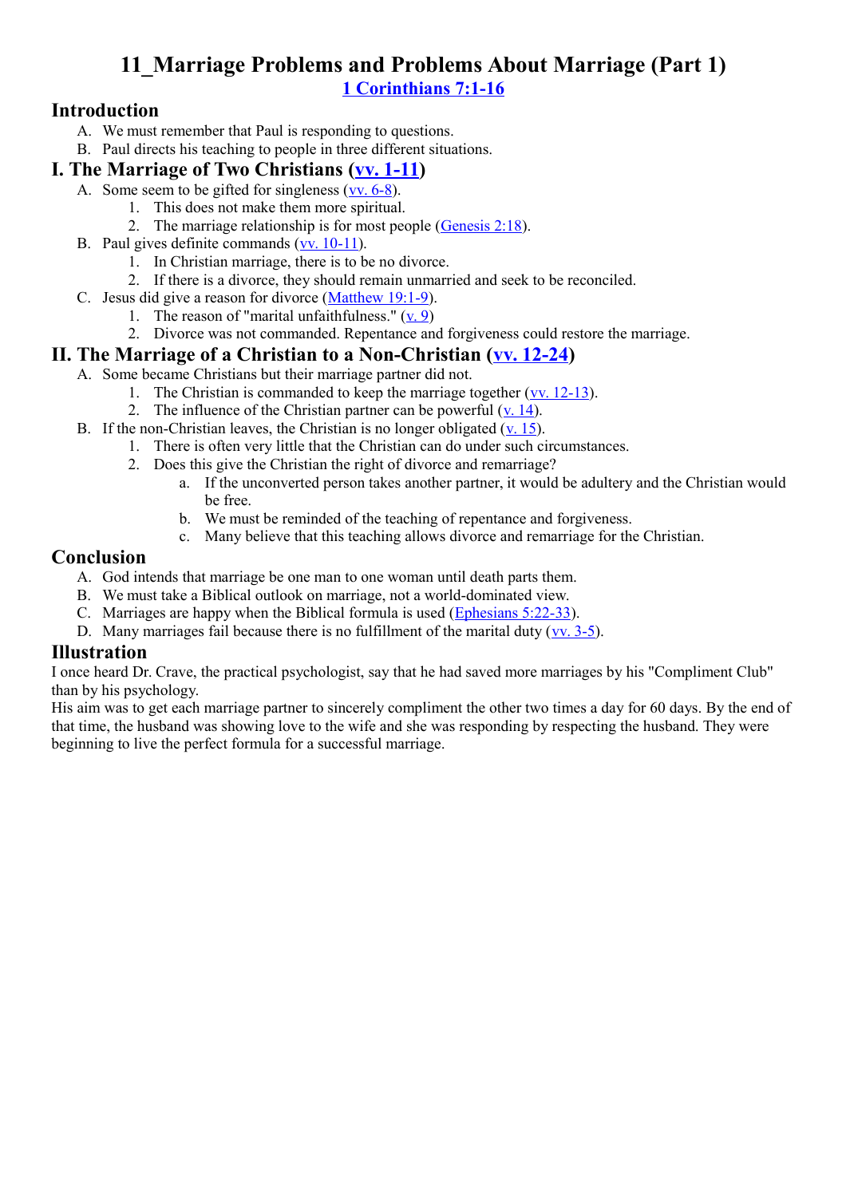# 11_Marriage Problems and Problems About Marriage (Part 1)

**1 Corinthians 7:1-16**

## Introduction

A. We must remember that Paul is responding to questions.
B. Paul directs his teaching to people in three different situations.

## I. The Marriage of Two Christians (vv. 1-11)

A. Some seem to be gifted for singleness (vv. 6-8).
   1. This does not make them more spiritual.
   2. The marriage relationship is for most people (Genesis 2:18).
B. Paul gives definite commands (vv. 10-11).
   1. In Christian marriage, there is to be no divorce.
   2. If there is a divorce, they should remain unmarried and seek to be reconciled.
C. Jesus did give a reason for divorce (Matthew 19:1-9).
   1. The reason of "marital unfaithfulness." (v. 9)
   2. Divorce was not commanded. Repentance and forgiveness could restore the marriage.

## II. The Marriage of a Christian to a Non-Christian (vv. 12-24)

A. Some became Christians but their marriage partner did not.
   1. The Christian is commanded to keep the marriage together (vv. 12-13).
   2. The influence of the Christian partner can be powerful (v. 14).
B. If the non-Christian leaves, the Christian is no longer obligated (v. 15).
   1. There is often very little that the Christian can do under such circumstances.
   2. Does this give the Christian the right of divorce and remarriage?
      a. If the unconverted person takes another partner, it would be adultery and the Christian would be free.
      b. We must be reminded of the teaching of repentance and forgiveness.
      c. Many believe that this teaching allows divorce and remarriage for the Christian.

## Conclusion

A. God intends that marriage be one man to one woman until death parts them.
B. We must take a Biblical outlook on marriage, not a world-dominated view.
C. Marriages are happy when the Biblical formula is used (Ephesians 5:22-33).
D. Many marriages fail because there is no fulfillment of the marital duty (vv. 3-5).

## Illustration

I once heard Dr. Crave, the practical psychologist, say that he had saved more marriages by his "Compliment Club" than by his psychology.
His aim was to get each marriage partner to sincerely compliment the other two times a day for 60 days. By the end of that time, the husband was showing love to the wife and she was responding by respecting the husband. They were beginning to live the perfect formula for a successful marriage.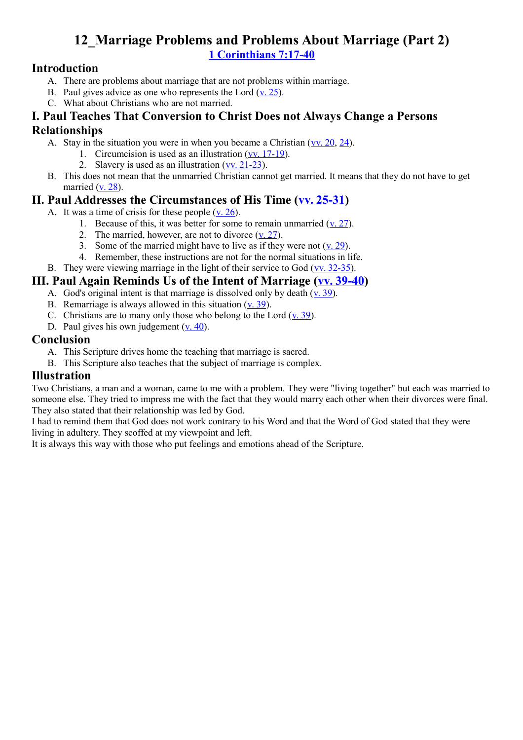# 12_Marriage Problems and Problems About Marriage (Part 2)

1 Corinthians 7:17-40

## Introduction

A. There are problems about marriage that are not problems within marriage.
B. Paul gives advice as one who represents the Lord (v. 25).
C. What about Christians who are not married.

## I. Paul Teaches That Conversion to Christ Does not Always Change a Persons Relationships

A. Stay in the situation you were in when you became a Christian (vv. 20, 24).
   1. Circumcision is used as an illustration (vv. 17-19).
   2. Slavery is used as an illustration (vv. 21-23).
B. This does not mean that the unmarried Christian cannot get married. It means that they do not have to get married (v. 28).

## II. Paul Addresses the Circumstances of His Time (vv. 25-31)

A. It was a time of crisis for these people (v. 26).
   1. Because of this, it was better for some to remain unmarried (v. 27).
   2. The married, however, are not to divorce (v. 27).
   3. Some of the married might have to live as if they were not (v. 29).
   4. Remember, these instructions are not for the normal situations in life.
B. They were viewing marriage in the light of their service to God (vv. 32-35).

## III. Paul Again Reminds Us of the Intent of Marriage (vv. 39-40)

A. God's original intent is that marriage is dissolved only by death (v. 39).
B. Remarriage is always allowed in this situation (v. 39).
C. Christians are to many only those who belong to the Lord (v. 39).
D. Paul gives his own judgement (v. 40).

## Conclusion

A. This Scripture drives home the teaching that marriage is sacred.
B. This Scripture also teaches that the subject of marriage is complex.

## Illustration

Two Christians, a man and a woman, came to me with a problem. They were "living together" but each was married to someone else. They tried to impress me with the fact that they would marry each other when their divorces were final. They also stated that their relationship was led by God.

I had to remind them that God does not work contrary to his Word and that the Word of God stated that they were living in adultery. They scoffed at my viewpoint and left.

It is always this way with those who put feelings and emotions ahead of the Scripture.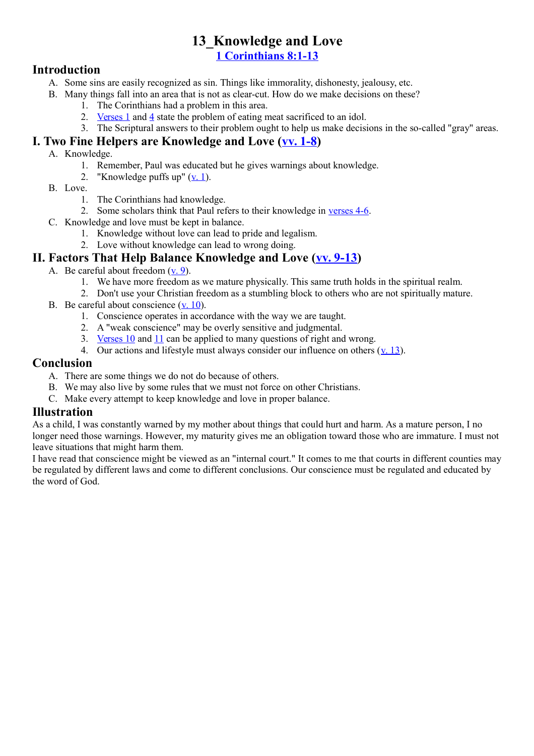# 13_Knowledge and Love

**1 Corinthians 8:1-13**

## Introduction

A. Some sins are easily recognized as sin. Things like immorality, dishonesty, jealousy, etc.

B. Many things fall into an area that is not as clear-cut. How do we make decisions on these?

1. The Corinthians had a problem in this area.
2. Verses 1 and 4 state the problem of eating meat sacrificed to an idol.
3. The Scriptural answers to their problem ought to help us make decisions in the so-called "gray" areas.

## I. Two Fine Helpers are Knowledge and Love (vv. 1-8)

A. Knowledge.

1. Remember, Paul was educated but he gives warnings about knowledge.
2. "Knowledge puffs up" (v. 1).

B. Love.

1. The Corinthians had knowledge.
2. Some scholars think that Paul refers to their knowledge in verses 4-6.

C. Knowledge and love must be kept in balance.

1. Knowledge without love can lead to pride and legalism.
2. Love without knowledge can lead to wrong doing.

## II. Factors That Help Balance Knowledge and Love (vv. 9-13)

A. Be careful about freedom (v. 9).

1. We have more freedom as we mature physically. This same truth holds in the spiritual realm.
2. Don't use your Christian freedom as a stumbling block to others who are not spiritually mature.

B. Be careful about conscience (v. 10).

1. Conscience operates in accordance with the way we are taught.
2. A "weak conscience" may be overly sensitive and judgmental.
3. Verses 10 and 11 can be applied to many questions of right and wrong.
4. Our actions and lifestyle must always consider our influence on others (v. 13).

## Conclusion

A. There are some things we do not do because of others.

B. We may also live by some rules that we must not force on other Christians.

C. Make every attempt to keep knowledge and love in proper balance.

## Illustration

As a child, I was constantly warned by my mother about things that could hurt and harm. As a mature person, I no longer need those warnings. However, my maturity gives me an obligation toward those who are immature. I must not leave situations that might harm them.

I have read that conscience might be viewed as an "internal court." It comes to me that courts in different counties may be regulated by different laws and come to different conclusions. Our conscience must be regulated and educated by the word of God.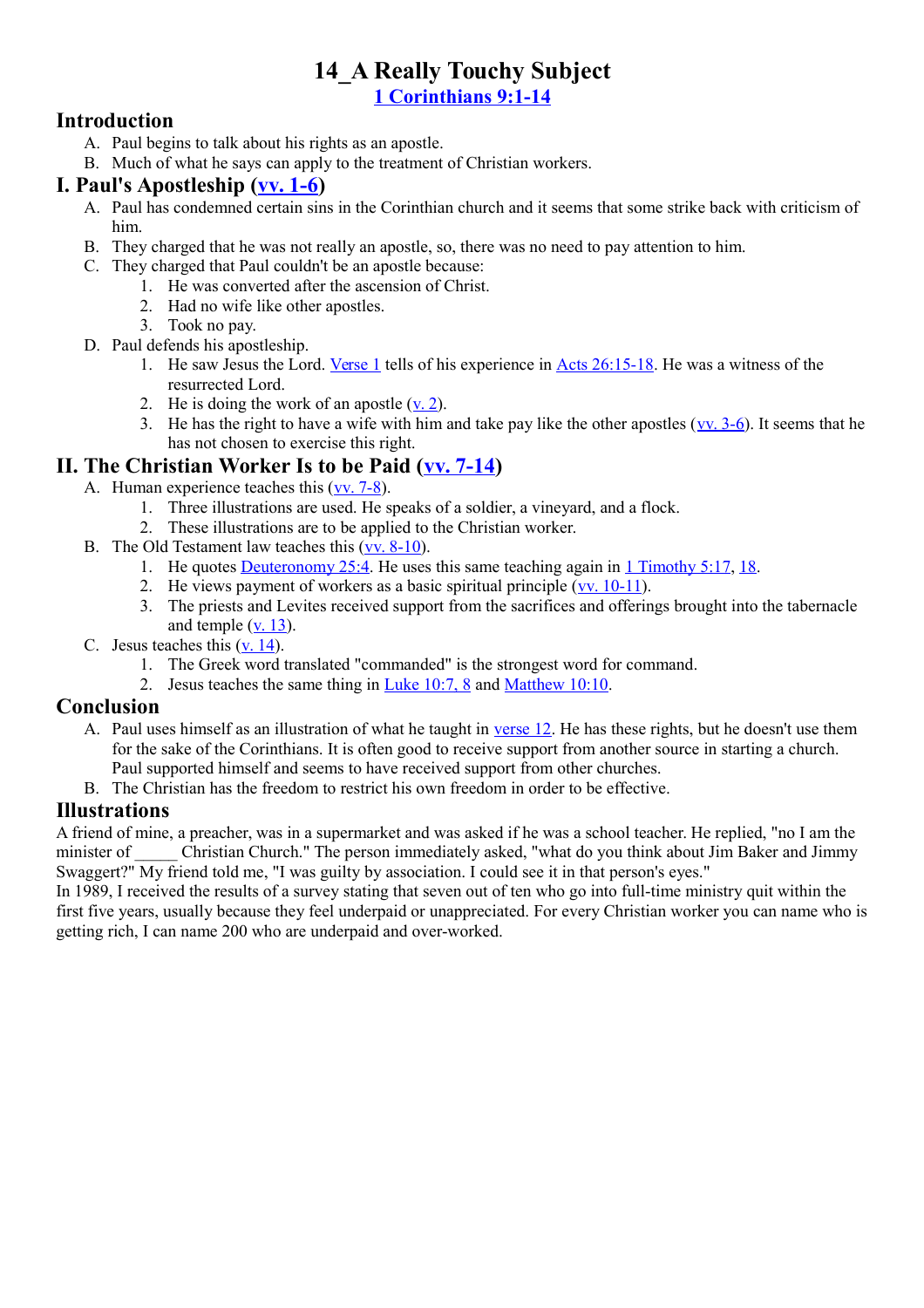# 14_A Really Touchy Subject

1 Corinthians 9:1-14

## Introduction

A. Paul begins to talk about his rights as an apostle.
B. Much of what he says can apply to the treatment of Christian workers.

## I. Paul's Apostleship (vv. 1-6)

A. Paul has condemned certain sins in the Corinthian church and it seems that some strike back with criticism of him.
B. They charged that he was not really an apostle, so, there was no need to pay attention to him.
C. They charged that Paul couldn't be an apostle because:
   1. He was converted after the ascension of Christ.
   2. Had no wife like other apostles.
   3. Took no pay.
D. Paul defends his apostleship.
   1. He saw Jesus the Lord. Verse 1 tells of his experience in Acts 26:15-18. He was a witness of the resurrected Lord.
   2. He is doing the work of an apostle (v. 2).
   3. He has the right to have a wife with him and take pay like the other apostles (vv. 3-6). It seems that he has not chosen to exercise this right.

## II. The Christian Worker Is to be Paid (vv. 7-14)

A. Human experience teaches this (vv. 7-8).
   1. Three illustrations are used. He speaks of a soldier, a vineyard, and a flock.
   2. These illustrations are to be applied to the Christian worker.
B. The Old Testament law teaches this (vv. 8-10).
   1. He quotes Deuteronomy 25:4. He uses this same teaching again in 1 Timothy 5:17, 18.
   2. He views payment of workers as a basic spiritual principle (vv. 10-11).
   3. The priests and Levites received support from the sacrifices and offerings brought into the tabernacle and temple (v. 13).
C. Jesus teaches this (v. 14).
   1. The Greek word translated "commanded" is the strongest word for command.
   2. Jesus teaches the same thing in Luke 10:7, 8 and Matthew 10:10.

## Conclusion

A. Paul uses himself as an illustration of what he taught in verse 12. He has these rights, but he doesn't use them for the sake of the Corinthians. It is often good to receive support from another source in starting a church. Paul supported himself and seems to have received support from other churches.
B. The Christian has the freedom to restrict his own freedom in order to be effective.

## Illustrations

A friend of mine, a preacher, was in a supermarket and was asked if he was a school teacher. He replied, "no I am the minister of _____ Christian Church." The person immediately asked, "what do you think about Jim Baker and Jimmy Swaggert?" My friend told me, "I was guilty by association. I could see it in that person's eyes."

In 1989, I received the results of a survey stating that seven out of ten who go into full-time ministry quit within the first five years, usually because they feel underpaid or unappreciated. For every Christian worker you can name who is getting rich, I can name 200 who are underpaid and over-worked.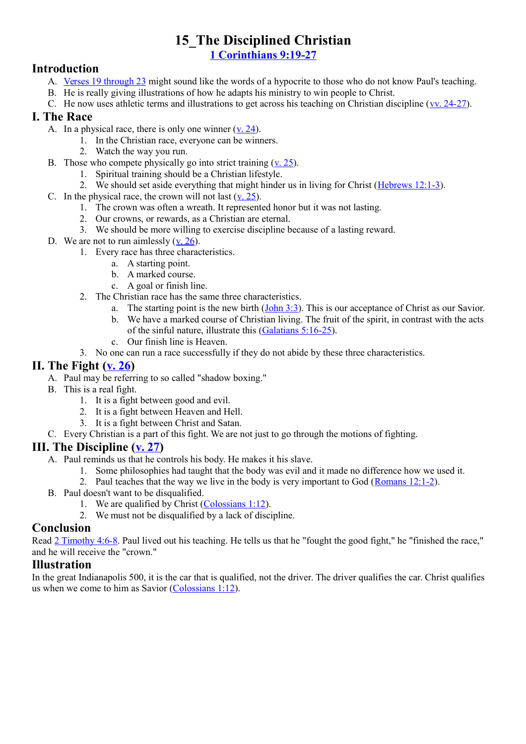# 15_The Disciplined Christian

**1 Corinthians 9:19-27**

## Introduction

A. Verses 19 through 23 might sound like the words of a hypocrite to those who do not know Paul's teaching.
B. He is really giving illustrations of how he adapts his ministry to win people to Christ.
C. He now uses athletic terms and illustrations to get across his teaching on Christian discipline (vv. 24-27).

## I. The Race

A. In a physical race, there is only one winner (v. 24).
   1. In the Christian race, everyone can be winners.
   2. Watch the way you run.
B. Those who compete physically go into strict training (v. 25).
   1. Spiritual training should be a Christian lifestyle.
   2. We should set aside everything that might hinder us in living for Christ (Hebrews 12:1-3).
C. In the physical race, the crown will not last (v. 25).
   1. The crown was often a wreath. It represented honor but it was not lasting.
   2. Our crowns, or rewards, as a Christian are eternal.
   3. We should be more willing to exercise discipline because of a lasting reward.
D. We are not to run aimlessly (v. 26).
   1. Every race has three characteristics.
      a. A starting point.
      b. A marked course.
      c. A goal or finish line.
   2. The Christian race has the same three characteristics.
      a. The starting point is the new birth (John 3:3). This is our acceptance of Christ as our Savior.
      b. We have a marked course of Christian living. The fruit of the spirit, in contrast with the acts of the sinful nature, illustrate this (Galatians 5:16-25).
      c. Our finish line is Heaven.
   3. No one can run a race successfully if they do not abide by these three characteristics.

## II. The Fight (v. 26)

A. Paul may be referring to so called "shadow boxing."
B. This is a real fight.
   1. It is a fight between good and evil.
   2. It is a fight between Heaven and Hell.
   3. It is a fight between Christ and Satan.
C. Every Christian is a part of this fight. We are not just to go through the motions of fighting.

## III. The Discipline (v. 27)

A. Paul reminds us that he controls his body. He makes it his slave.
   1. Some philosophies had taught that the body was evil and it made no difference how we used it.
   2. Paul teaches that the way we live in the body is very important to God (Romans 12:1-2).
B. Paul doesn't want to be disqualified.
   1. We are qualified by Christ (Colossians 1:12).
   2. We must not be disqualified by a lack of discipline.

## Conclusion

Read 2 Timothy 4:6-8. Paul lived out his teaching. He tells us that he "fought the good fight," he "finished the race," and he will receive the "crown."

## Illustration

In the great Indianapolis 500, it is the car that is qualified, not the driver. The driver qualifies the car. Christ qualifies us when we come to him as Savior (Colossians 1:12).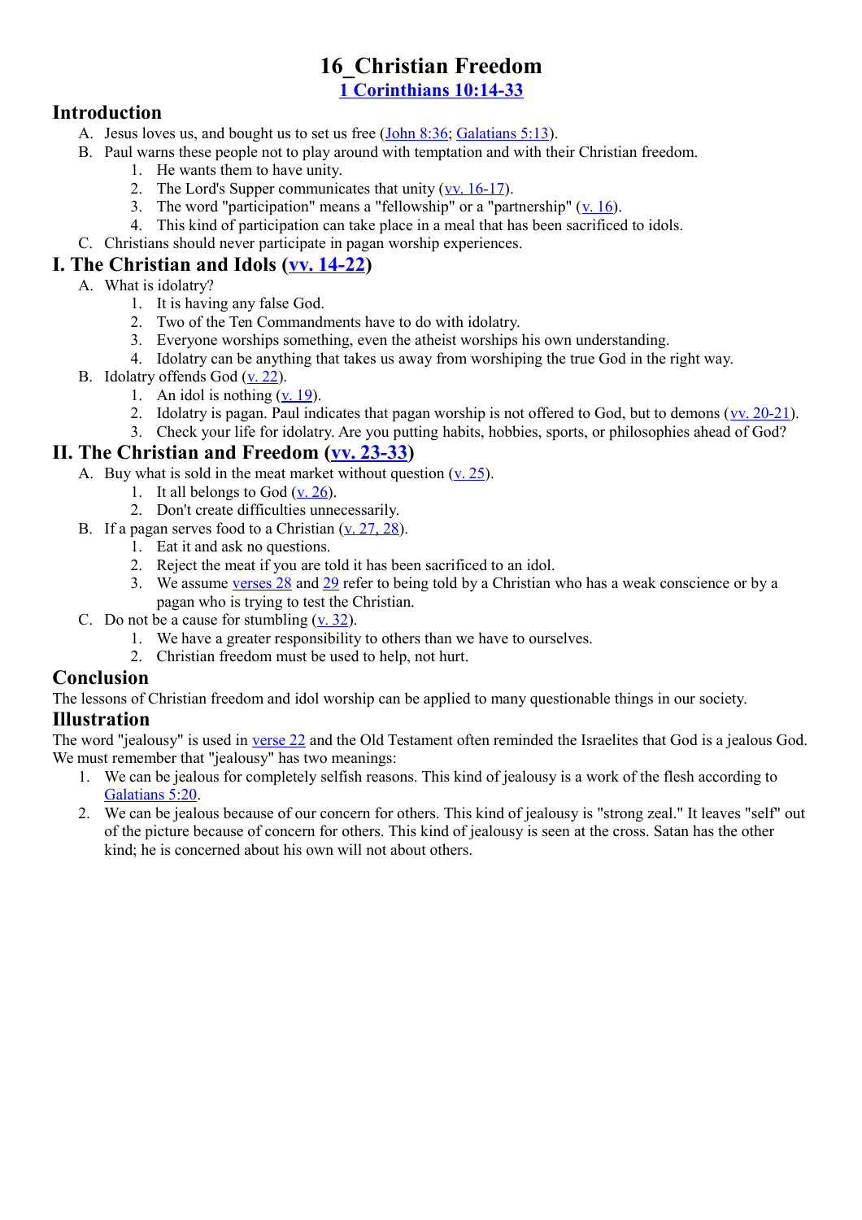# 16_Christian Freedom

## 1 Corinthians 10:14-33

## Introduction

A. Jesus loves us, and bought us to set us free (John 8:36; Galatians 5:13).

B. Paul warns these people not to play around with temptation and with their Christian freedom.
   1. He wants them to have unity.
   2. The Lord's Supper communicates that unity (vv. 16-17).
   3. The word "participation" means a "fellowship" or a "partnership" (v. 16).
   4. This kind of participation can take place in a meal that has been sacrificed to idols.

C. Christians should never participate in pagan worship experiences.

## I. The Christian and Idols (vv. 14-22)

A. What is idolatry?
   1. It is having any false God.
   2. Two of the Ten Commandments have to do with idolatry.
   3. Everyone worships something, even the atheist worships his own understanding.
   4. Idolatry can be anything that takes us away from worshiping the true God in the right way.

B. Idolatry offends God (v. 22).
   1. An idol is nothing (v. 19).
   2. Idolatry is pagan. Paul indicates that pagan worship is not offered to God, but to demons (vv. 20-21).
   3. Check your life for idolatry. Are you putting habits, hobbies, sports, or philosophies ahead of God?

## II. The Christian and Freedom (vv. 23-33)

A. Buy what is sold in the meat market without question (v. 25).
   1. It all belongs to God (v. 26).
   2. Don't create difficulties unnecessarily.

B. If a pagan serves food to a Christian (v. 27, 28).
   1. Eat it and ask no questions.
   2. Reject the meat if you are told it has been sacrificed to an idol.
   3. We assume verses 28 and 29 refer to being told by a Christian who has a weak conscience or by a pagan who is trying to test the Christian.

C. Do not be a cause for stumbling (v. 32).
   1. We have a greater responsibility to others than we have to ourselves.
   2. Christian freedom must be used to help, not hurt.

## Conclusion

The lessons of Christian freedom and idol worship can be applied to many questionable things in our society.

## Illustration

The word "jealousy" is used in verse 22 and the Old Testament often reminded the Israelites that God is a jealous God. We must remember that "jealousy" has two meanings:

1. We can be jealous for completely selfish reasons. This kind of jealousy is a work of the flesh according to Galatians 5:20.
2. We can be jealous because of our concern for others. This kind of jealousy is "strong zeal." It leaves "self" out of the picture because of concern for others. This kind of jealousy is seen at the cross. Satan has the other kind; he is concerned about his own will not about others.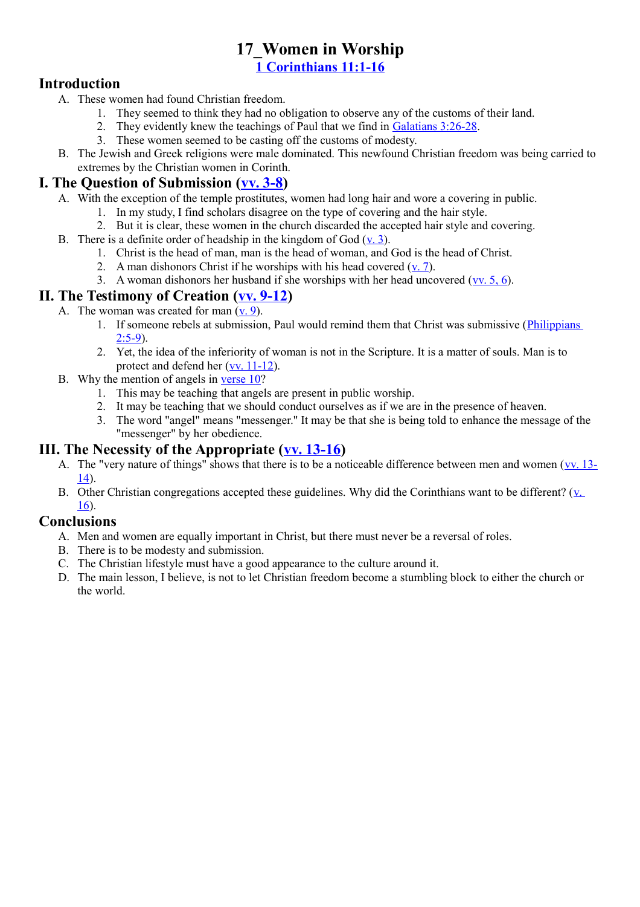# 17_Women in Worship

## 1 Corinthians 11:1-16

## Introduction

A. These women had found Christian freedom.
   1. They seemed to think they had no obligation to observe any of the customs of their land.
   2. They evidently knew the teachings of Paul that we find in Galatians 3:26-28.
   3. These women seemed to be casting off the customs of modesty.

B. The Jewish and Greek religions were male dominated. This newfound Christian freedom was being carried to extremes by the Christian women in Corinth.

## I. The Question of Submission (vv. 3-8)

A. With the exception of the temple prostitutes, women had long hair and wore a covering in public.
   1. In my study, I find scholars disagree on the type of covering and the hair style.
   2. But it is clear, these women in the church discarded the accepted hair style and covering.

B. There is a definite order of headship in the kingdom of God (v. 3).
   1. Christ is the head of man, man is the head of woman, and God is the head of Christ.
   2. A man dishonors Christ if he worships with his head covered (v. 7).
   3. A woman dishonors her husband if she worships with her head uncovered (vv. 5, 6).

## II. The Testimony of Creation (vv. 9-12)

A. The woman was created for man (v. 9).
   1. If someone rebels at submission, Paul would remind them that Christ was submissive (Philippians 2:5-9).
   2. Yet, the idea of the inferiority of woman is not in the Scripture. It is a matter of souls. Man is to protect and defend her (vv. 11-12).

B. Why the mention of angels in verse 10?
   1. This may be teaching that angels are present in public worship.
   2. It may be teaching that we should conduct ourselves as if we are in the presence of heaven.
   3. The word "angel" means "messenger." It may be that she is being told to enhance the message of the "messenger" by her obedience.

## III. The Necessity of the Appropriate (vv. 13-16)

A. The "very nature of things" shows that there is to be a noticeable difference between men and women (vv. 13-14).

B. Other Christian congregations accepted these guidelines. Why did the Corinthians want to be different? (v. 16).

## Conclusions

A. Men and women are equally important in Christ, but there must never be a reversal of roles.

B. There is to be modesty and submission.

C. The Christian lifestyle must have a good appearance to the culture around it.

D. The main lesson, I believe, is not to let Christian freedom become a stumbling block to either the church or the world.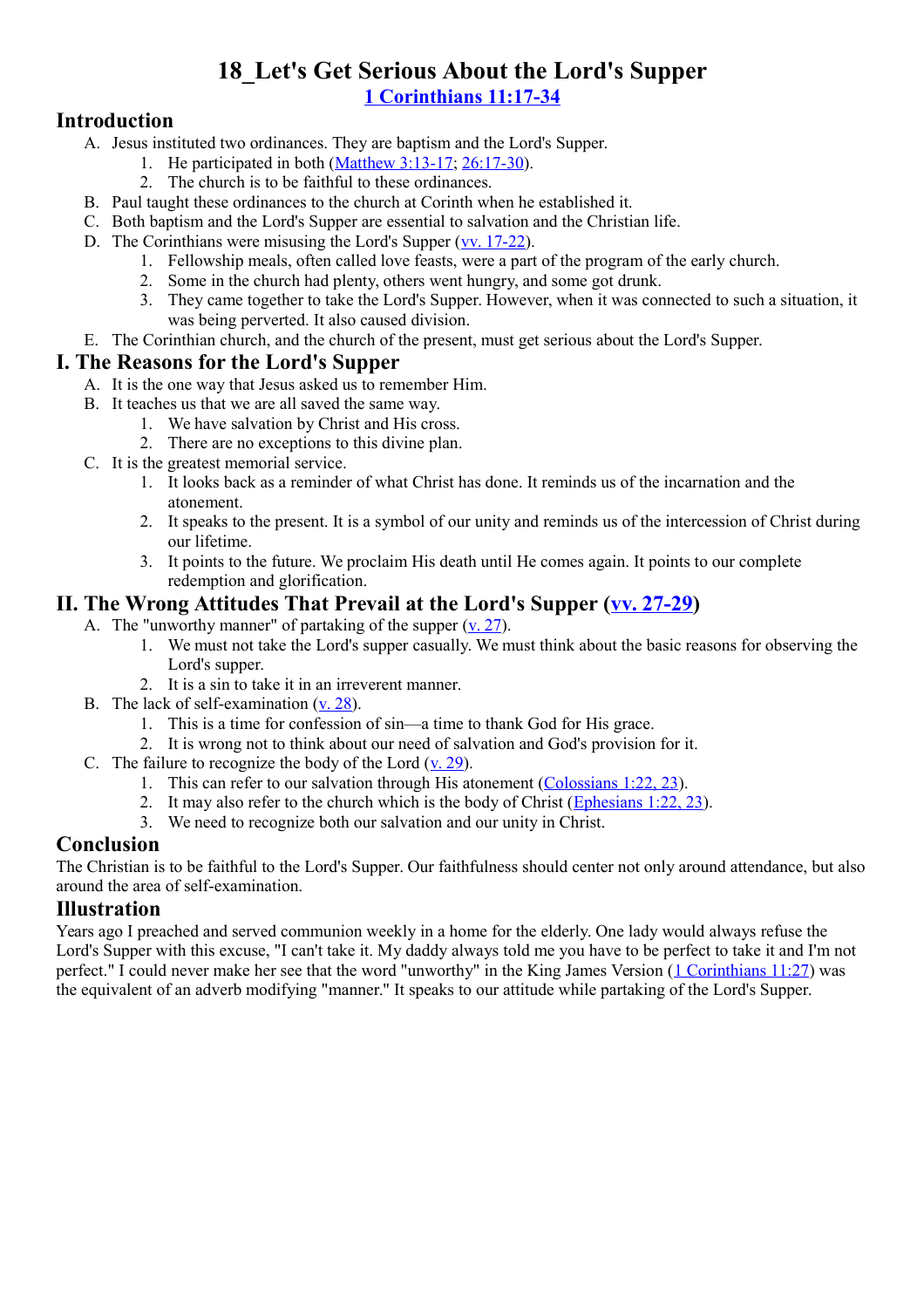# 18_Let's Get Serious About the Lord's Supper

1 Corinthians 11:17-34

## Introduction

A. Jesus instituted two ordinances. They are baptism and the Lord's Supper.
   1. He participated in both (Matthew 3:13-17; 26:17-30).
   2. The church is to be faithful to these ordinances.

B. Paul taught these ordinances to the church at Corinth when he established it.

C. Both baptism and the Lord's Supper are essential to salvation and the Christian life.

D. The Corinthians were misusing the Lord's Supper (vv. 17-22).
   1. Fellowship meals, often called love feasts, were a part of the program of the early church.
   2. Some in the church had plenty, others went hungry, and some got drunk.
   3. They came together to take the Lord's Supper. However, when it was connected to such a situation, it was being perverted. It also caused division.

E. The Corinthian church, and the church of the present, must get serious about the Lord's Supper.

## I. The Reasons for the Lord's Supper

A. It is the one way that Jesus asked us to remember Him.

B. It teaches us that we are all saved the same way.
   1. We have salvation by Christ and His cross.
   2. There are no exceptions to this divine plan.

C. It is the greatest memorial service.
   1. It looks back as a reminder of what Christ has done. It reminds us of the incarnation and the atonement.
   2. It speaks to the present. It is a symbol of our unity and reminds us of the intercession of Christ during our lifetime.
   3. It points to the future. We proclaim His death until He comes again. It points to our complete redemption and glorification.

## II. The Wrong Attitudes That Prevail at the Lord's Supper (vv. 27-29)

A. The "unworthy manner" of partaking of the supper (v. 27).
   1. We must not take the Lord's supper casually. We must think about the basic reasons for observing the Lord's supper.
   2. It is a sin to take it in an irreverent manner.

B. The lack of self-examination (v. 28).
   1. This is a time for confession of sin—a time to thank God for His grace.
   2. It is wrong not to think about our need of salvation and God's provision for it.

C. The failure to recognize the body of the Lord (v. 29).
   1. This can refer to our salvation through His atonement (Colossians 1:22, 23).
   2. It may also refer to the church which is the body of Christ (Ephesians 1:22, 23).
   3. We need to recognize both our salvation and our unity in Christ.

## Conclusion

The Christian is to be faithful to the Lord's Supper. Our faithfulness should center not only around attendance, but also around the area of self-examination.

## Illustration

Years ago I preached and served communion weekly in a home for the elderly. One lady would always refuse the Lord's Supper with this excuse, "I can't take it. My daddy always told me you have to be perfect to take it and I'm not perfect." I could never make her see that the word "unworthy" in the King James Version (1 Corinthians 11:27) was the equivalent of an adverb modifying "manner." It speaks to our attitude while partaking of the Lord's Supper.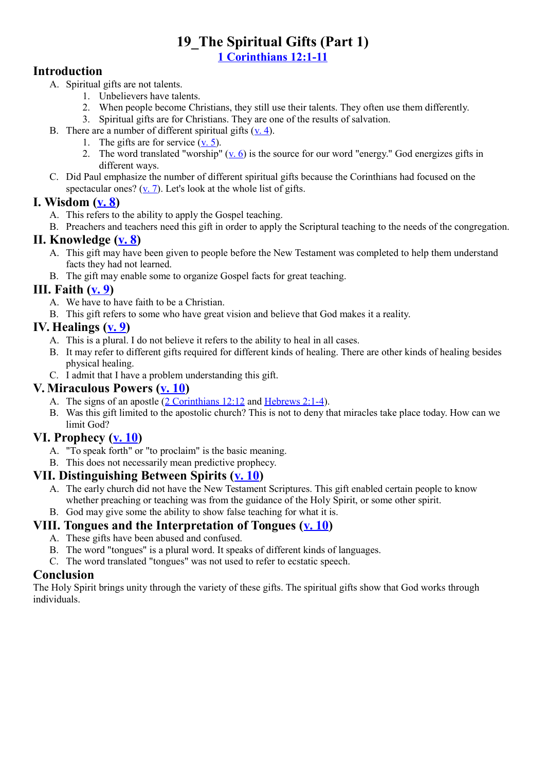# 19_The Spiritual Gifts (Part 1)

**1 Corinthians 12:1-11**

## Introduction

A. Spiritual gifts are not talents.
   1. Unbelievers have talents.
   2. When people become Christians, they still use their talents. They often use them differently.
   3. Spiritual gifts are for Christians. They are one of the results of salvation.

B. There are a number of different spiritual gifts (v. 4).
   1. The gifts are for service (v. 5).
   2. The word translated "worship" (v. 6) is the source for our word "energy." God energizes gifts in different ways.

C. Did Paul emphasize the number of different spiritual gifts because the Corinthians had focused on the spectacular ones? (v. 7). Let's look at the whole list of gifts.

## I. Wisdom (v. 8)

A. This refers to the ability to apply the Gospel teaching.

B. Preachers and teachers need this gift in order to apply the Scriptural teaching to the needs of the congregation.

## II. Knowledge (v. 8)

A. This gift may have been given to people before the New Testament was completed to help them understand facts they had not learned.

B. The gift may enable some to organize Gospel facts for great teaching.

## III. Faith (v. 9)

A. We have to have faith to be a Christian.

B. This gift refers to some who have great vision and believe that God makes it a reality.

## IV. Healings (v. 9)

A. This is a plural. I do not believe it refers to the ability to heal in all cases.

B. It may refer to different gifts required for different kinds of healing. There are other kinds of healing besides physical healing.

C. I admit that I have a problem understanding this gift.

## V. Miraculous Powers (v. 10)

A. The signs of an apostle (2 Corinthians 12:12 and Hebrews 2:1-4).

B. Was this gift limited to the apostolic church? This is not to deny that miracles take place today. How can we limit God?

## VI. Prophecy (v. 10)

A. "To speak forth" or "to proclaim" is the basic meaning.

B. This does not necessarily mean predictive prophecy.

## VII. Distinguishing Between Spirits (v. 10)

A. The early church did not have the New Testament Scriptures. This gift enabled certain people to know whether preaching or teaching was from the guidance of the Holy Spirit, or some other spirit.

B. God may give some the ability to show false teaching for what it is.

## VIII. Tongues and the Interpretation of Tongues (v. 10)

A. These gifts have been abused and confused.

B. The word "tongues" is a plural word. It speaks of different kinds of languages.

C. The word translated "tongues" was not used to refer to ecstatic speech.

## Conclusion

The Holy Spirit brings unity through the variety of these gifts. The spiritual gifts show that God works through individuals.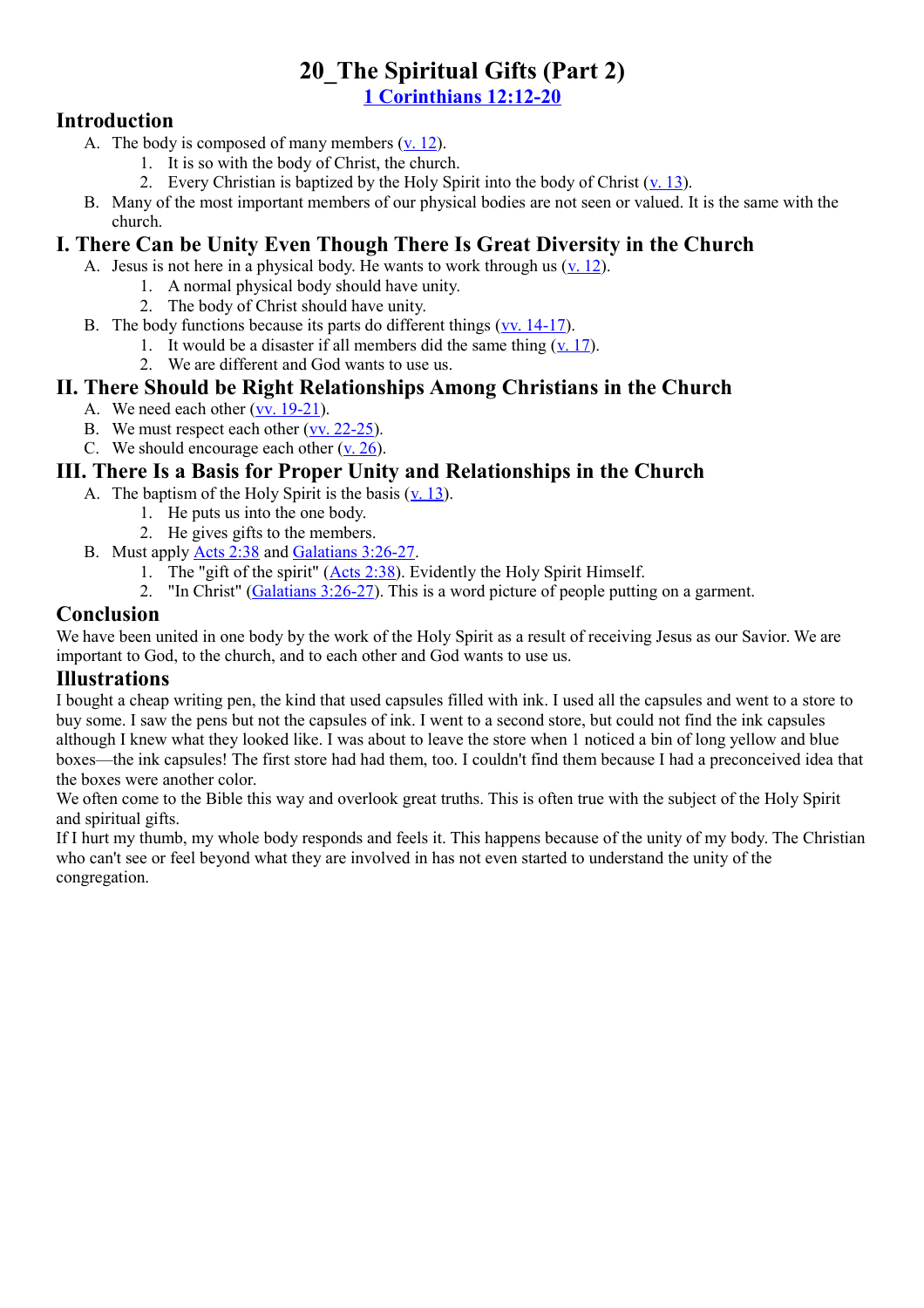# 20_The Spiritual Gifts (Part 2)

**1 Corinthians 12:12-20**

## Introduction

A. The body is composed of many members (v. 12).
   1. It is so with the body of Christ, the church.
   2. Every Christian is baptized by the Holy Spirit into the body of Christ (v. 13).

B. Many of the most important members of our physical bodies are not seen or valued. It is the same with the church.

## I. There Can be Unity Even Though There Is Great Diversity in the Church

A. Jesus is not here in a physical body. He wants to work through us (v. 12).
   1. A normal physical body should have unity.
   2. The body of Christ should have unity.

B. The body functions because its parts do different things (vv. 14-17).
   1. It would be a disaster if all members did the same thing (v. 17).
   2. We are different and God wants to use us.

## II. There Should be Right Relationships Among Christians in the Church

A. We need each other (vv. 19-21).

B. We must respect each other (vv. 22-25).

C. We should encourage each other (v. 26).

## III. There Is a Basis for Proper Unity and Relationships in the Church

A. The baptism of the Holy Spirit is the basis (v. 13).
   1. He puts us into the one body.
   2. He gives gifts to the members.

B. Must apply Acts 2:38 and Galatians 3:26-27.
   1. The "gift of the spirit" (Acts 2:38). Evidently the Holy Spirit Himself.
   2. "In Christ" (Galatians 3:26-27). This is a word picture of people putting on a garment.

## Conclusion

We have been united in one body by the work of the Holy Spirit as a result of receiving Jesus as our Savior. We are important to God, to the church, and to each other and God wants to use us.

## Illustrations

I bought a cheap writing pen, the kind that used capsules filled with ink. I used all the capsules and went to a store to buy some. I saw the pens but not the capsules of ink. I went to a second store, but could not find the ink capsules although I knew what they looked like. I was about to leave the store when 1 noticed a bin of long yellow and blue boxes—the ink capsules! The first store had had them, too. I couldn't find them because I had a preconceived idea that the boxes were another color.

We often come to the Bible this way and overlook great truths. This is often true with the subject of the Holy Spirit and spiritual gifts.

If I hurt my thumb, my whole body responds and feels it. This happens because of the unity of my body. The Christian who can't see or feel beyond what they are involved in has not even started to understand the unity of the congregation.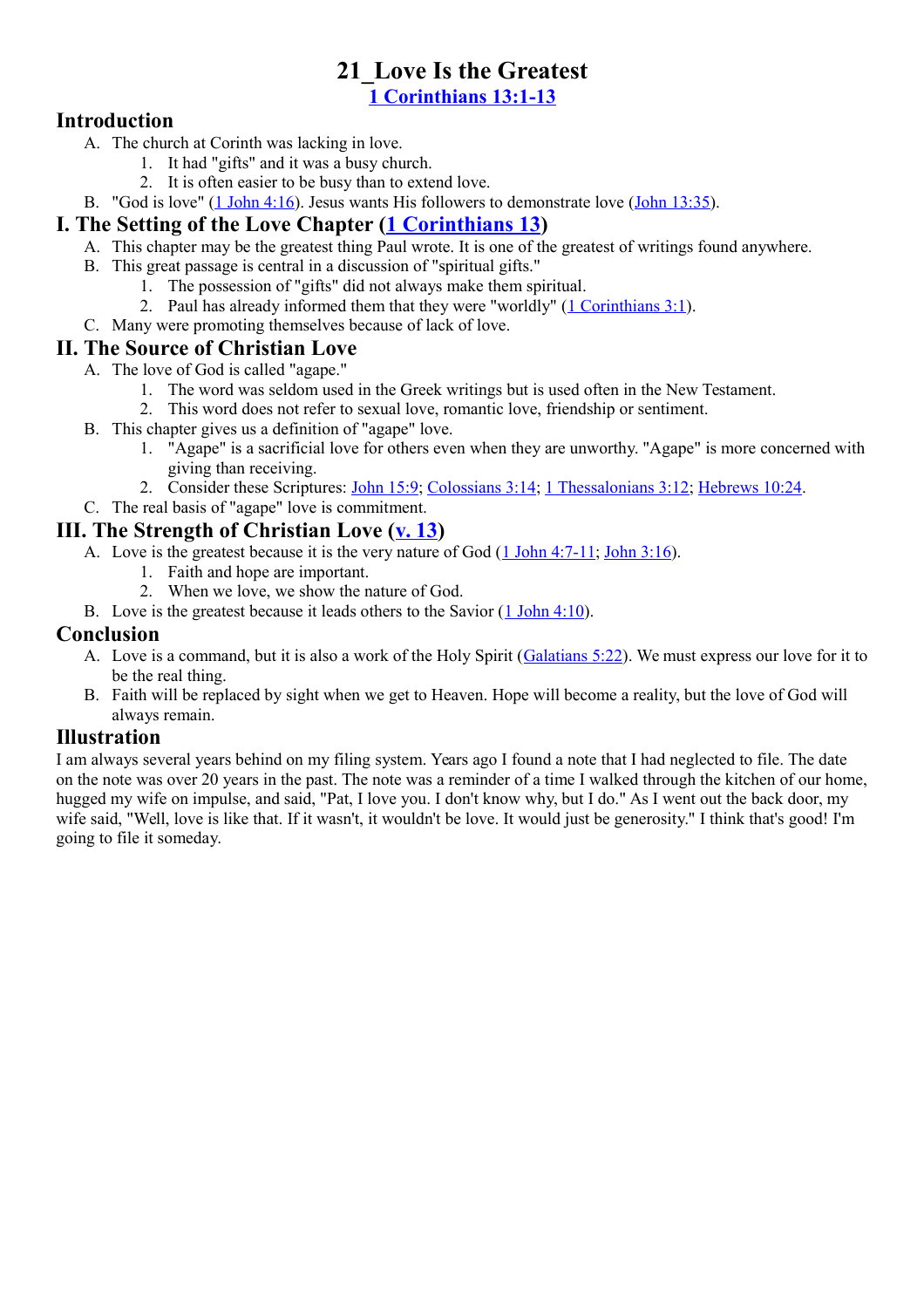# 21_Love Is the Greatest

**1 Corinthians 13:1-13**

## Introduction

A. The church at Corinth was lacking in love.
   1. It had "gifts" and it was a busy church.
   2. It is often easier to be busy than to extend love.

B. "God is love" (1 John 4:16). Jesus wants His followers to demonstrate love (John 13:35).

## I. The Setting of the Love Chapter (1 Corinthians 13)

A. This chapter may be the greatest thing Paul wrote. It is one of the greatest of writings found anywhere.

B. This great passage is central in a discussion of "spiritual gifts."
   1. The possession of "gifts" did not always make them spiritual.
   2. Paul has already informed them that they were "worldly" (1 Corinthians 3:1).

C. Many were promoting themselves because of lack of love.

## II. The Source of Christian Love

A. The love of God is called "agape."
   1. The word was seldom used in the Greek writings but is used often in the New Testament.
   2. This word does not refer to sexual love, romantic love, friendship or sentiment.

B. This chapter gives us a definition of "agape" love.
   1. "Agape" is a sacrificial love for others even when they are unworthy. "Agape" is more concerned with giving than receiving.
   2. Consider these Scriptures: John 15:9; Colossians 3:14; 1 Thessalonians 3:12; Hebrews 10:24.

C. The real basis of "agape" love is commitment.

## III. The Strength of Christian Love (v. 13)

A. Love is the greatest because it is the very nature of God (1 John 4:7-11; John 3:16).
   1. Faith and hope are important.
   2. When we love, we show the nature of God.

B. Love is the greatest because it leads others to the Savior (1 John 4:10).

## Conclusion

A. Love is a command, but it is also a work of the Holy Spirit (Galatians 5:22). We must express our love for it to be the real thing.

B. Faith will be replaced by sight when we get to Heaven. Hope will become a reality, but the love of God will always remain.

## Illustration

I am always several years behind on my filing system. Years ago I found a note that I had neglected to file. The date on the note was over 20 years in the past. The note was a reminder of a time I walked through the kitchen of our home, hugged my wife on impulse, and said, "Pat, I love you. I don't know why, but I do." As I went out the back door, my wife said, "Well, love is like that. If it wasn't, it wouldn't be love. It would just be generosity." I think that's good! I'm going to file it someday.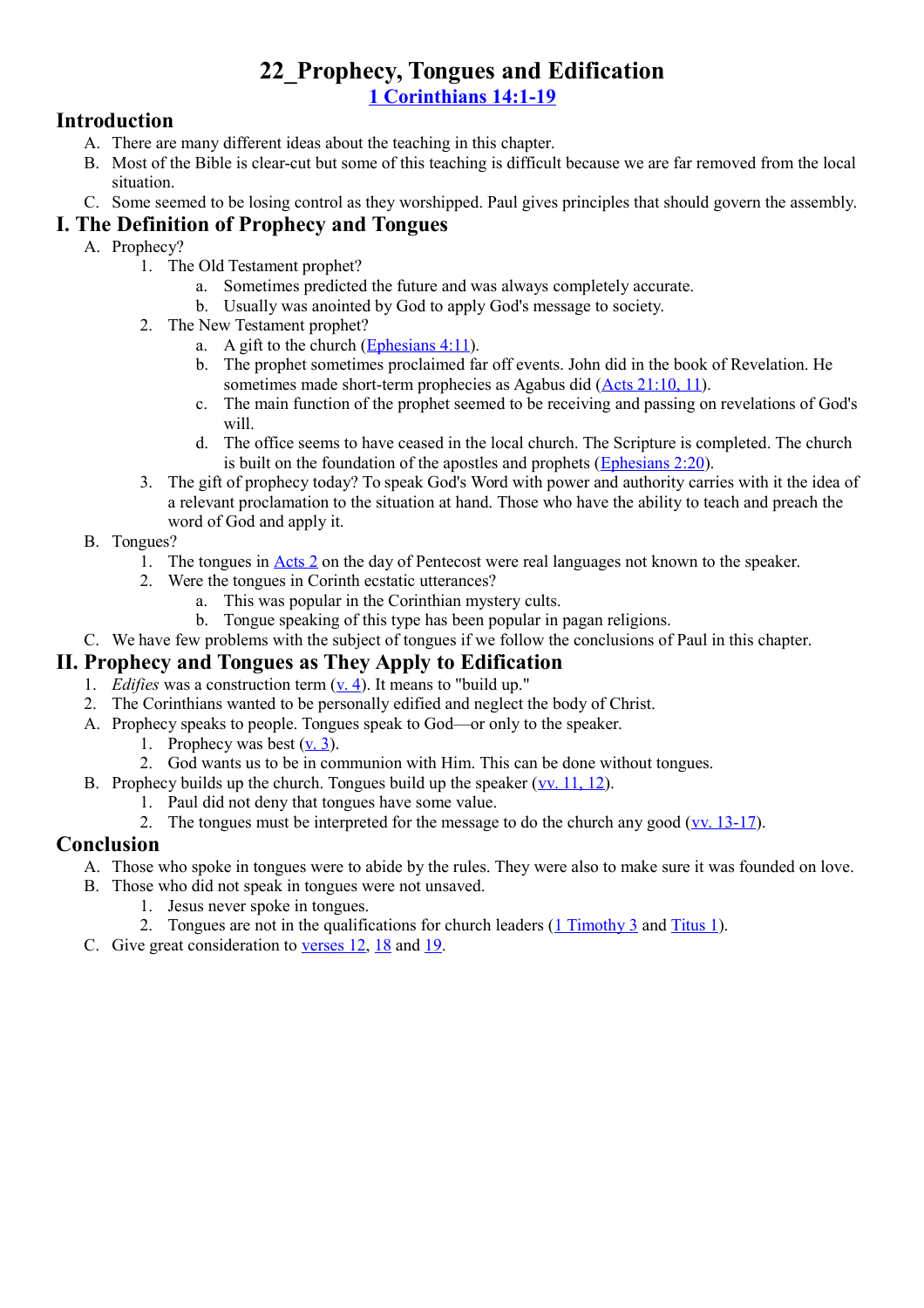# 22_Prophecy, Tongues and Edification

## 1 Corinthians 14:1-19

## Introduction

A. There are many different ideas about the teaching in this chapter.
B. Most of the Bible is clear-cut but some of this teaching is difficult because we are far removed from the local situation.
C. Some seemed to be losing control as they worshipped. Paul gives principles that should govern the assembly.

## I. The Definition of Prophecy and Tongues

A. Prophecy?
   1. The Old Testament prophet?
      a. Sometimes predicted the future and was always completely accurate.
      b. Usually was anointed by God to apply God's message to society.
   2. The New Testament prophet?
      a. A gift to the church (Ephesians 4:11).
      b. The prophet sometimes proclaimed far off events. John did in the book of Revelation. He sometimes made short-term prophecies as Agabus did (Acts 21:10, 11).
      c. The main function of the prophet seemed to be receiving and passing on revelations of God's will.
      d. The office seems to have ceased in the local church. The Scripture is completed. The church is built on the foundation of the apostles and prophets (Ephesians 2:20).
   3. The gift of prophecy today? To speak God's Word with power and authority carries with it the idea of a relevant proclamation to the situation at hand. Those who have the ability to teach and preach the word of God and apply it.

B. Tongues?
   1. The tongues in Acts 2 on the day of Pentecost were real languages not known to the speaker.
   2. Were the tongues in Corinth ecstatic utterances?
      a. This was popular in the Corinthian mystery cults.
      b. Tongue speaking of this type has been popular in pagan religions.

C. We have few problems with the subject of tongues if we follow the conclusions of Paul in this chapter.

## II. Prophecy and Tongues as They Apply to Edification

1. *Edifies* was a construction term (v. 4). It means to "build up."
2. The Corinthians wanted to be personally edified and neglect the body of Christ.

A. Prophecy speaks to people. Tongues speak to God—or only to the speaker.
   1. Prophecy was best (v. 3).
   2. God wants us to be in communion with Him. This can be done without tongues.

B. Prophecy builds up the church. Tongues build up the speaker (vv. 11, 12).
   1. Paul did not deny that tongues have some value.
   2. The tongues must be interpreted for the message to do the church any good (vv. 13-17).

## Conclusion

A. Those who spoke in tongues were to abide by the rules. They were also to make sure it was founded on love.
B. Those who did not speak in tongues were not unsaved.
   1. Jesus never spoke in tongues.
   2. Tongues are not in the qualifications for church leaders (1 Timothy 3 and Titus 1).
C. Give great consideration to verses 12, 18 and 19.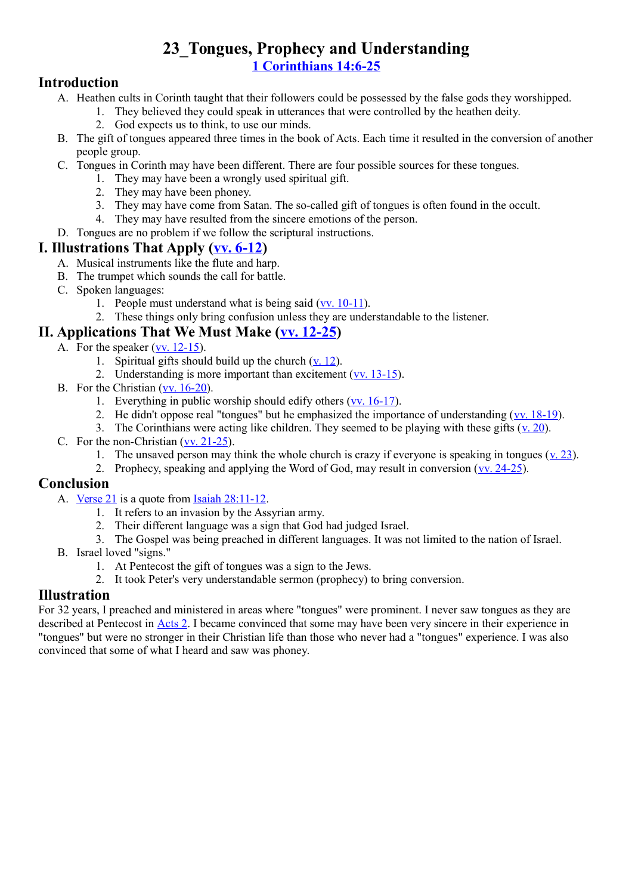# 23_Tongues, Prophecy and Understanding

**1 Corinthians 14:6-25**

## Introduction

A. Heathen cults in Corinth taught that their followers could be possessed by the false gods they worshipped.
   1. They believed they could speak in utterances that were controlled by the heathen deity.
   2. God expects us to think, to use our minds.

B. The gift of tongues appeared three times in the book of Acts. Each time it resulted in the conversion of another people group.

C. Tongues in Corinth may have been different. There are four possible sources for these tongues.
   1. They may have been a wrongly used spiritual gift.
   2. They may have been phoney.
   3. They may have come from Satan. The so-called gift of tongues is often found in the occult.
   4. They may have resulted from the sincere emotions of the person.

D. Tongues are no problem if we follow the scriptural instructions.

## I. Illustrations That Apply (vv. 6-12)

A. Musical instruments like the flute and harp.

B. The trumpet which sounds the call for battle.

C. Spoken languages:
   1. People must understand what is being said (vv. 10-11).
   2. These things only bring confusion unless they are understandable to the listener.

## II. Applications That We Must Make (vv. 12-25)

A. For the speaker (vv. 12-15).
   1. Spiritual gifts should build up the church (v. 12).
   2. Understanding is more important than excitement (vv. 13-15).

B. For the Christian (vv. 16-20).
   1. Everything in public worship should edify others (vv. 16-17).
   2. He didn't oppose real "tongues" but he emphasized the importance of understanding (vv. 18-19).
   3. The Corinthians were acting like children. They seemed to be playing with these gifts (v. 20).

C. For the non-Christian (vv. 21-25).
   1. The unsaved person may think the whole church is crazy if everyone is speaking in tongues (v. 23).
   2. Prophecy, speaking and applying the Word of God, may result in conversion (vv. 24-25).

## Conclusion

A. Verse 21 is a quote from Isaiah 28:11-12.
   1. It refers to an invasion by the Assyrian army.
   2. Their different language was a sign that God had judged Israel.
   3. The Gospel was being preached in different languages. It was not limited to the nation of Israel.

B. Israel loved "signs."
   1. At Pentecost the gift of tongues was a sign to the Jews.
   2. It took Peter's very understandable sermon (prophecy) to bring conversion.

## Illustration

For 32 years, I preached and ministered in areas where "tongues" were prominent. I never saw tongues as they are described at Pentecost in Acts 2. I became convinced that some may have been very sincere in their experience in "tongues" but were no stronger in their Christian life than those who never had a "tongues" experience. I was also convinced that some of what I heard and saw was phoney.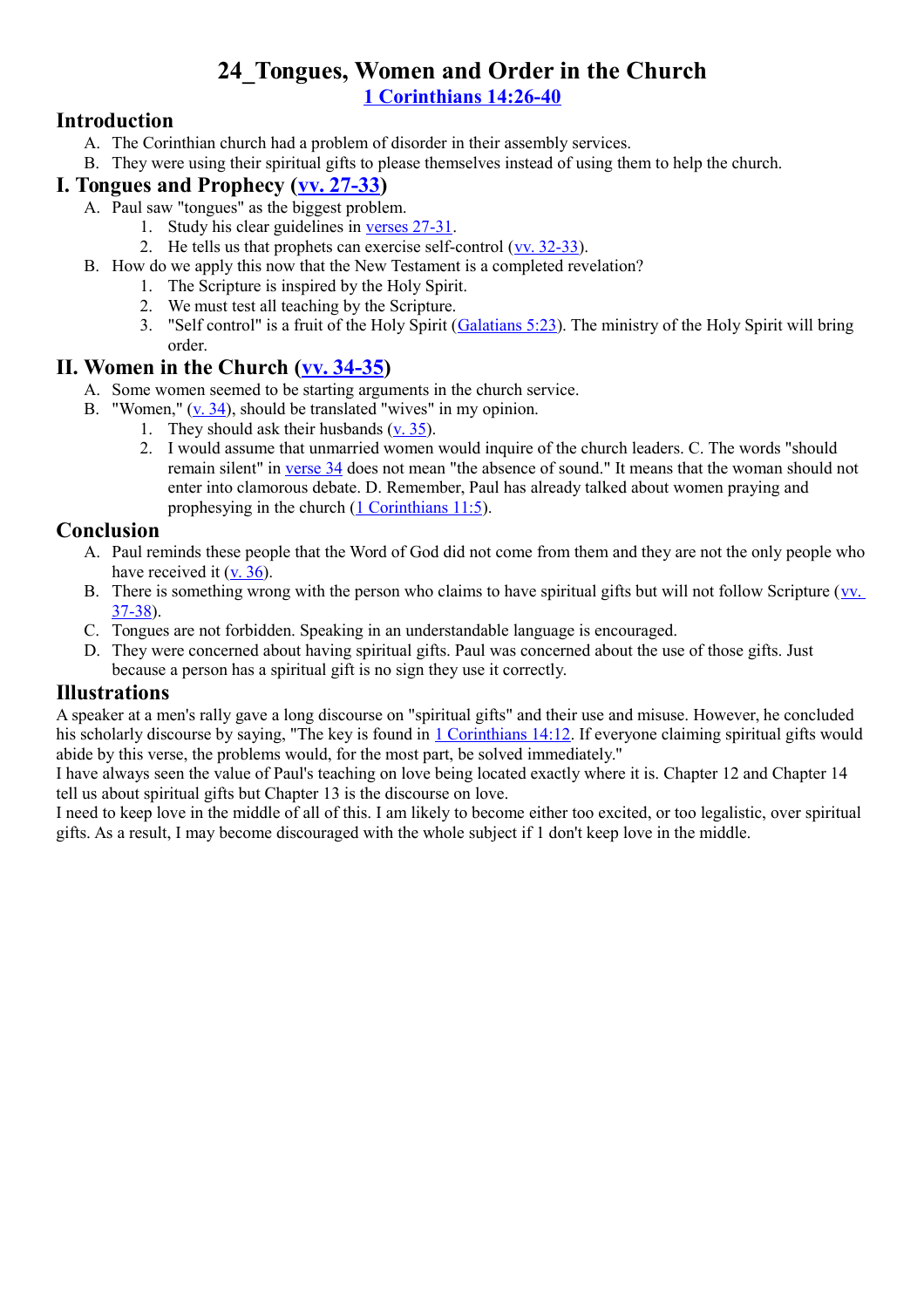# 24_Tongues, Women and Order in the Church

1 Corinthians 14:26-40

## Introduction

A. The Corinthian church had a problem of disorder in their assembly services.
B. They were using their spiritual gifts to please themselves instead of using them to help the church.

## I. Tongues and Prophecy (vv. 27-33)

A. Paul saw "tongues" as the biggest problem.
   1. Study his clear guidelines in verses 27-31.
   2. He tells us that prophets can exercise self-control (vv. 32-33).
B. How do we apply this now that the New Testament is a completed revelation?
   1. The Scripture is inspired by the Holy Spirit.
   2. We must test all teaching by the Scripture.
   3. "Self control" is a fruit of the Holy Spirit (Galatians 5:23). The ministry of the Holy Spirit will bring order.

## II. Women in the Church (vv. 34-35)

A. Some women seemed to be starting arguments in the church service.
B. "Women," (v. 34), should be translated "wives" in my opinion.
   1. They should ask their husbands (v. 35).
   2. I would assume that unmarried women would inquire of the church leaders. C. The words "should remain silent" in verse 34 does not mean "the absence of sound." It means that the woman should not enter into clamorous debate. D. Remember, Paul has already talked about women praying and prophesying in the church (1 Corinthians 11:5).

## Conclusion

A. Paul reminds these people that the Word of God did not come from them and they are not the only people who have received it (v. 36).
B. There is something wrong with the person who claims to have spiritual gifts but will not follow Scripture (vv. 37-38).
C. Tongues are not forbidden. Speaking in an understandable language is encouraged.
D. They were concerned about having spiritual gifts. Paul was concerned about the use of those gifts. Just because a person has a spiritual gift is no sign they use it correctly.

## Illustrations

A speaker at a men's rally gave a long discourse on "spiritual gifts" and their use and misuse. However, he concluded his scholarly discourse by saying, "The key is found in 1 Corinthians 14:12. If everyone claiming spiritual gifts would abide by this verse, the problems would, for the most part, be solved immediately."

I have always seen the value of Paul's teaching on love being located exactly where it is. Chapter 12 and Chapter 14 tell us about spiritual gifts but Chapter 13 is the discourse on love.

I need to keep love in the middle of all of this. I am likely to become either too excited, or too legalistic, over spiritual gifts. As a result, I may become discouraged with the whole subject if 1 don't keep love in the middle.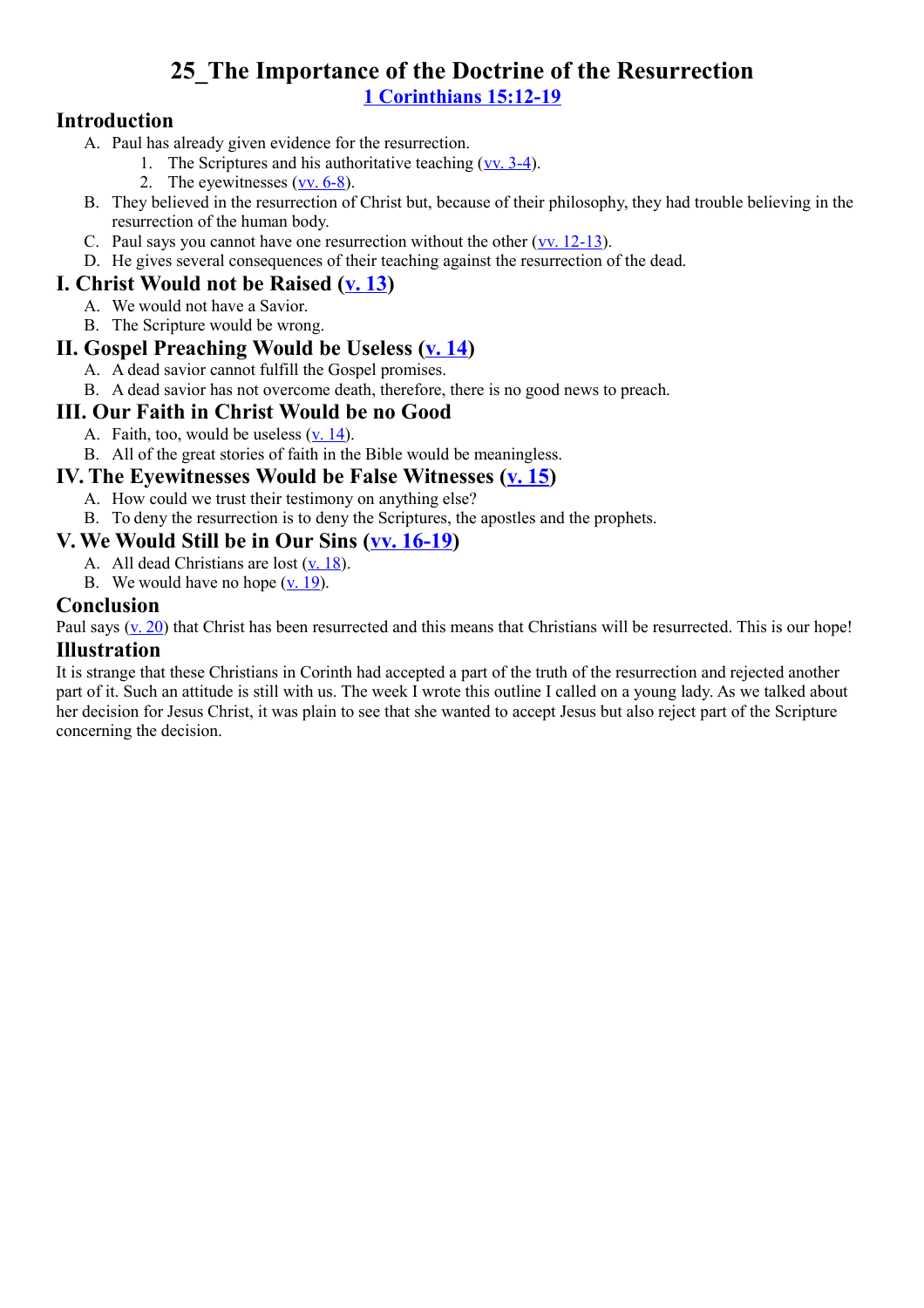# 25_The Importance of the Doctrine of the Resurrection

**1 Corinthians 15:12-19**

## Introduction

A. Paul has already given evidence for the resurrection.
   1. The Scriptures and his authoritative teaching (vv. 3-4).
   2. The eyewitnesses (vv. 6-8).

B. They believed in the resurrection of Christ but, because of their philosophy, they had trouble believing in the resurrection of the human body.

C. Paul says you cannot have one resurrection without the other (vv. 12-13).

D. He gives several consequences of their teaching against the resurrection of the dead.

## I. Christ Would not be Raised (v. 13)

A. We would not have a Savior.

B. The Scripture would be wrong.

## II. Gospel Preaching Would be Useless (v. 14)

A. A dead savior cannot fulfill the Gospel promises.

B. A dead savior has not overcome death, therefore, there is no good news to preach.

## III. Our Faith in Christ Would be no Good

A. Faith, too, would be useless (v. 14).

B. All of the great stories of faith in the Bible would be meaningless.

## IV. The Eyewitnesses Would be False Witnesses (v. 15)

A. How could we trust their testimony on anything else?

B. To deny the resurrection is to deny the Scriptures, the apostles and the prophets.

## V. We Would Still be in Our Sins (vv. 16-19)

A. All dead Christians are lost (v. 18).

B. We would have no hope (v. 19).

## Conclusion

Paul says (v. 20) that Christ has been resurrected and this means that Christians will be resurrected. This is our hope!

## Illustration

It is strange that these Christians in Corinth had accepted a part of the truth of the resurrection and rejected another part of it. Such an attitude is still with us. The week I wrote this outline I called on a young lady. As we talked about her decision for Jesus Christ, it was plain to see that she wanted to accept Jesus but also reject part of the Scripture concerning the decision.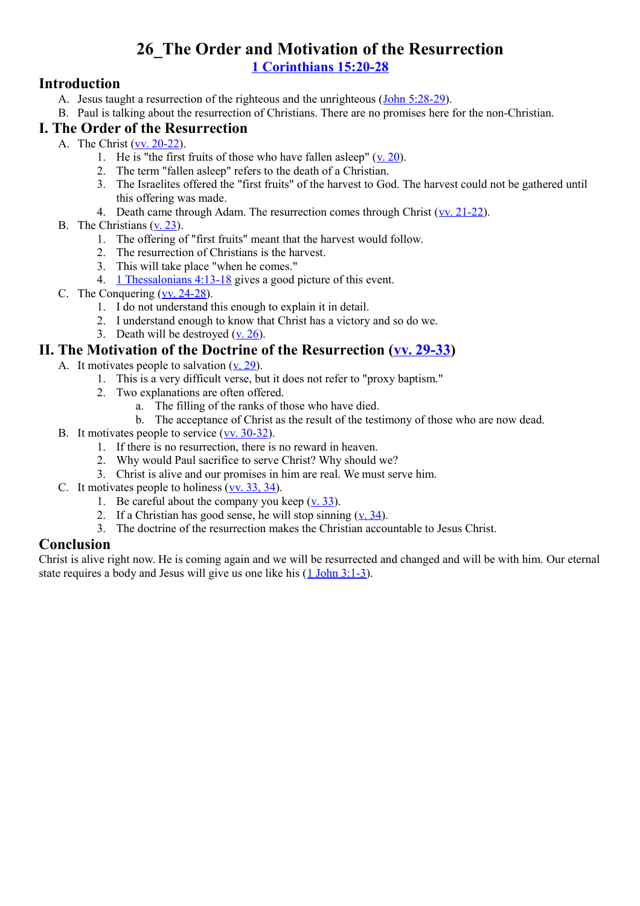# 26_The Order and Motivation of the Resurrection

**1 Corinthians 15:20-28**

## Introduction

A. Jesus taught a resurrection of the righteous and the unrighteous (John 5:28-29).

B. Paul is talking about the resurrection of Christians. There are no promises here for the non-Christian.

## I. The Order of the Resurrection

A. The Christ (vv. 20-22).

1. He is "the first fruits of those who have fallen asleep" (v. 20).
2. The term "fallen asleep" refers to the death of a Christian.
3. The Israelites offered the "first fruits" of the harvest to God. The harvest could not be gathered until this offering was made.
4. Death came through Adam. The resurrection comes through Christ (vv. 21-22).

B. The Christians (v. 23).

1. The offering of "first fruits" meant that the harvest would follow.
2. The resurrection of Christians is the harvest.
3. This will take place "when he comes."
4. 1 Thessalonians 4:13-18 gives a good picture of this event.

C. The Conquering (vv. 24-28).

1. I do not understand this enough to explain it in detail.
2. I understand enough to know that Christ has a victory and so do we.
3. Death will be destroyed (v. 26).

## II. The Motivation of the Doctrine of the Resurrection (vv. 29-33)

A. It motivates people to salvation (v. 29).

1. This is a very difficult verse, but it does not refer to "proxy baptism."
2. Two explanations are often offered.
   a. The filling of the ranks of those who have died.
   b. The acceptance of Christ as the result of the testimony of those who are now dead.

B. It motivates people to service (vv. 30-32).

1. If there is no resurrection, there is no reward in heaven.
2. Why would Paul sacrifice to serve Christ? Why should we?
3. Christ is alive and our promises in him are real. We must serve him.

C. It motivates people to holiness (vv. 33, 34).

1. Be careful about the company you keep (v. 33).
2. If a Christian has good sense, he will stop sinning (v. 34).
3. The doctrine of the resurrection makes the Christian accountable to Jesus Christ.

## Conclusion

Christ is alive right now. He is coming again and we will be resurrected and changed and will be with him. Our eternal state requires a body and Jesus will give us one like his (1 John 3:1-3).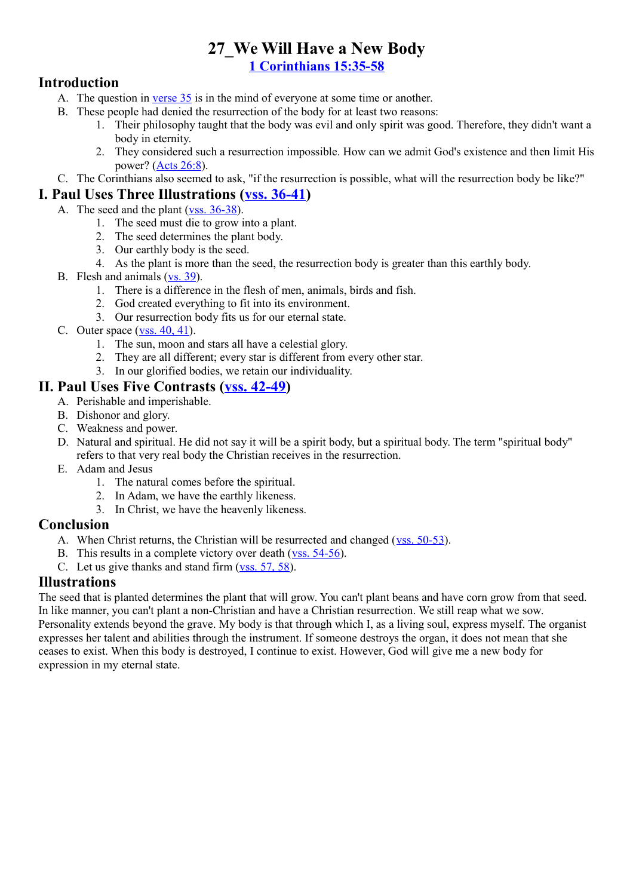# 27_We Will Have a New Body

**1 Corinthians 15:35-58**

## Introduction

A. The question in verse 35 is in the mind of everyone at some time or another.

B. These people had denied the resurrection of the body for at least two reasons:

1. Their philosophy taught that the body was evil and only spirit was good. Therefore, they didn't want a body in eternity.
2. They considered such a resurrection impossible. How can we admit God's existence and then limit His power? (Acts 26:8).

C. The Corinthians also seemed to ask, "if the resurrection is possible, what will the resurrection body be like?"

## I. Paul Uses Three Illustrations (vss. 36-41)

A. The seed and the plant (vss. 36-38).

1. The seed must die to grow into a plant.
2. The seed determines the plant body.
3. Our earthly body is the seed.
4. As the plant is more than the seed, the resurrection body is greater than this earthly body.

B. Flesh and animals (vs. 39).

1. There is a difference in the flesh of men, animals, birds and fish.
2. God created everything to fit into its environment.
3. Our resurrection body fits us for our eternal state.

C. Outer space (vss. 40, 41).

1. The sun, moon and stars all have a celestial glory.
2. They are all different; every star is different from every other star.
3. In our glorified bodies, we retain our individuality.

## II. Paul Uses Five Contrasts (vss. 42-49)

A. Perishable and imperishable.

B. Dishonor and glory.

C. Weakness and power.

D. Natural and spiritual. He did not say it will be a spirit body, but a spiritual body. The term "spiritual body" refers to that very real body the Christian receives in the resurrection.

E. Adam and Jesus

1. The natural comes before the spiritual.
2. In Adam, we have the earthly likeness.
3. In Christ, we have the heavenly likeness.

## Conclusion

A. When Christ returns, the Christian will be resurrected and changed (vss. 50-53).

B. This results in a complete victory over death (vss. 54-56).

C. Let us give thanks and stand firm (vss. 57, 58).

## Illustrations

The seed that is planted determines the plant that will grow. You can't plant beans and have corn grow from that seed. In like manner, you can't plant a non-Christian and have a Christian resurrection. We still reap what we sow.
Personality extends beyond the grave. My body is that through which I, as a living soul, express myself. The organist expresses her talent and abilities through the instrument. If someone destroys the organ, it does not mean that she ceases to exist. When this body is destroyed, I continue to exist. However, God will give me a new body for expression in my eternal state.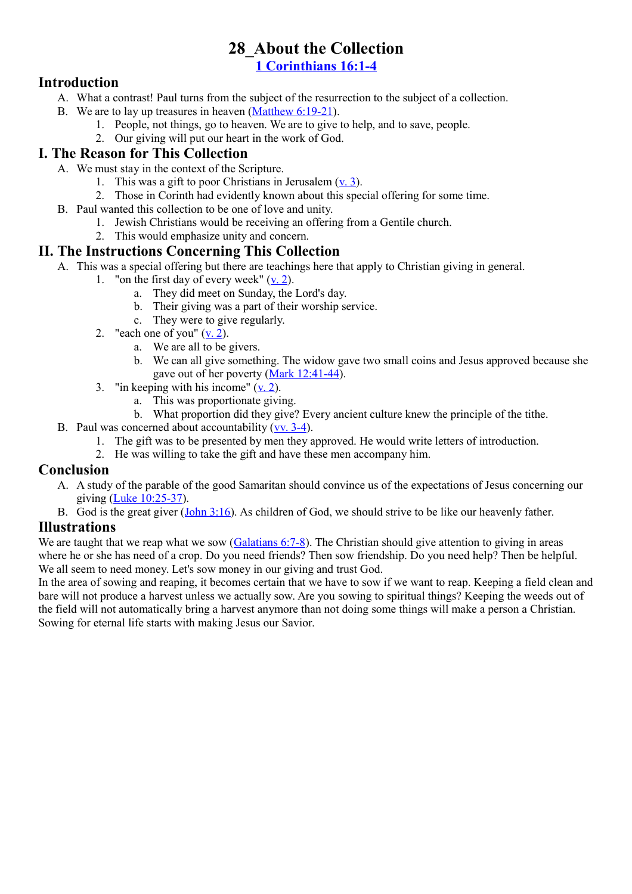# 28_About the Collection

**1 Corinthians 16:1-4**

## Introduction

A. What a contrast! Paul turns from the subject of the resurrection to the subject of a collection.

B. We are to lay up treasures in heaven (Matthew 6:19-21).

   1. People, not things, go to heaven. We are to give to help, and to save, people.
   2. Our giving will put our heart in the work of God.

## I. The Reason for This Collection

A. We must stay in the context of the Scripture.

   1. This was a gift to poor Christians in Jerusalem (v. 3).
   2. Those in Corinth had evidently known about this special offering for some time.

B. Paul wanted this collection to be one of love and unity.

   1. Jewish Christians would be receiving an offering from a Gentile church.
   2. This would emphasize unity and concern.

## II. The Instructions Concerning This Collection

A. This was a special offering but there are teachings here that apply to Christian giving in general.

   1. "on the first day of every week" (v. 2).
      a. They did meet on Sunday, the Lord's day.
      b. Their giving was a part of their worship service.
      c. They were to give regularly.
   2. "each one of you" (v. 2).
      a. We are all to be givers.
      b. We can all give something. The widow gave two small coins and Jesus approved because she gave out of her poverty (Mark 12:41-44).
   3. "in keeping with his income" (v. 2).
      a. This was proportionate giving.
      b. What proportion did they give? Every ancient culture knew the principle of the tithe.

B. Paul was concerned about accountability (vv. 3-4).

   1. The gift was to be presented by men they approved. He would write letters of introduction.
   2. He was willing to take the gift and have these men accompany him.

## Conclusion

A. A study of the parable of the good Samaritan should convince us of the expectations of Jesus concerning our giving (Luke 10:25-37).

B. God is the great giver (John 3:16). As children of God, we should strive to be like our heavenly father.

## Illustrations

We are taught that we reap what we sow (Galatians 6:7-8). The Christian should give attention to giving in areas where he or she has need of a crop. Do you need friends? Then sow friendship. Do you need help? Then be helpful. We all seem to need money. Let's sow money in our giving and trust God.

In the area of sowing and reaping, it becomes certain that we have to sow if we want to reap. Keeping a field clean and bare will not produce a harvest unless we actually sow. Are you sowing to spiritual things? Keeping the weeds out of the field will not automatically bring a harvest anymore than not doing some things will make a person a Christian. Sowing for eternal life starts with making Jesus our Savior.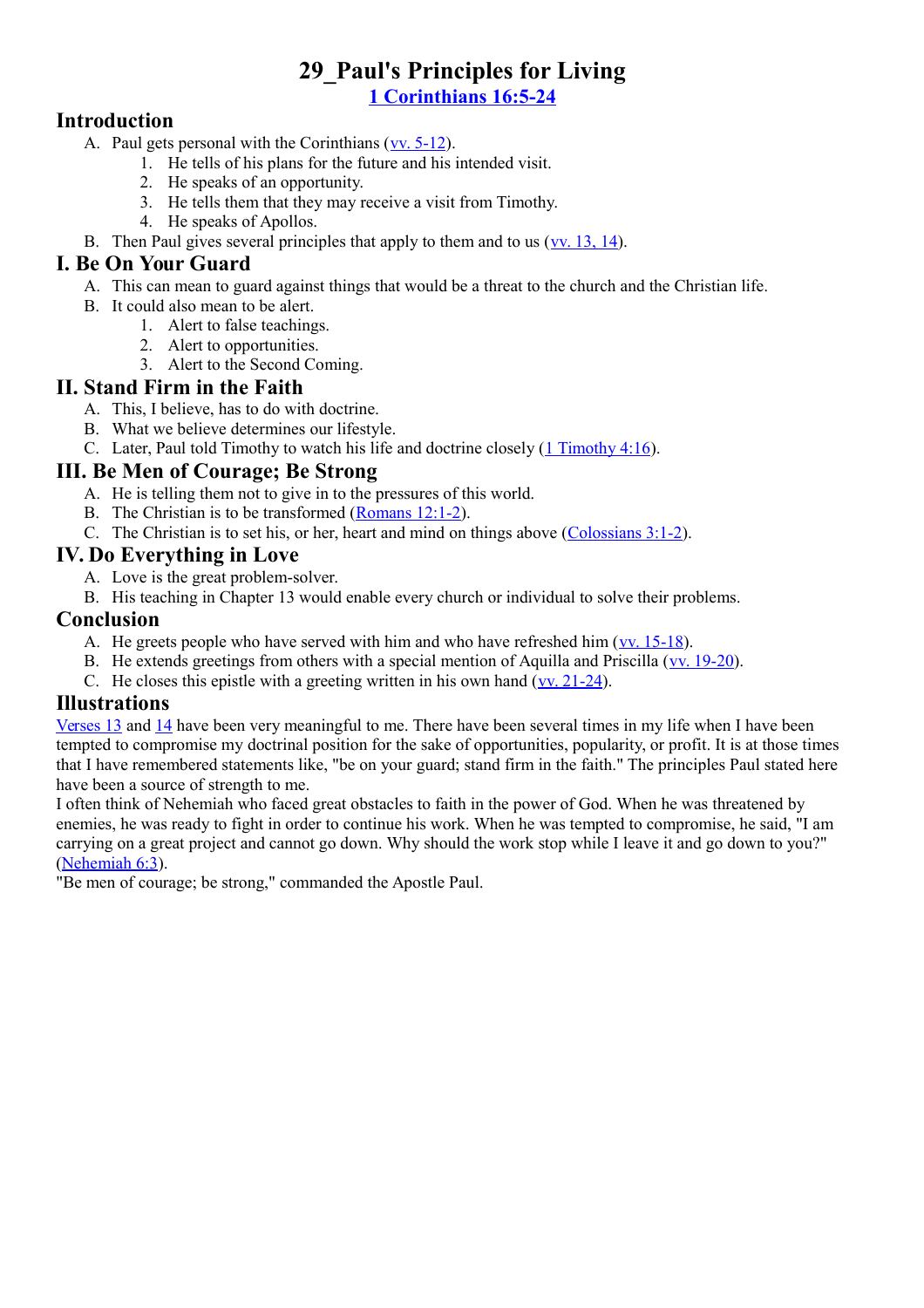# 29_Paul's Principles for Living

## 1 Corinthians 16:5-24

## Introduction

A. Paul gets personal with the Corinthians (vv. 5-12).
   1. He tells of his plans for the future and his intended visit.
   2. He speaks of an opportunity.
   3. He tells them that they may receive a visit from Timothy.
   4. He speaks of Apollos.

B. Then Paul gives several principles that apply to them and to us (vv. 13, 14).

## I. Be On Your Guard

A. This can mean to guard against things that would be a threat to the church and the Christian life.

B. It could also mean to be alert.
   1. Alert to false teachings.
   2. Alert to opportunities.
   3. Alert to the Second Coming.

## II. Stand Firm in the Faith

A. This, I believe, has to do with doctrine.

B. What we believe determines our lifestyle.

C. Later, Paul told Timothy to watch his life and doctrine closely (1 Timothy 4:16).

## III. Be Men of Courage; Be Strong

A. He is telling them not to give in to the pressures of this world.

B. The Christian is to be transformed (Romans 12:1-2).

C. The Christian is to set his, or her, heart and mind on things above (Colossians 3:1-2).

## IV. Do Everything in Love

A. Love is the great problem-solver.

B. His teaching in Chapter 13 would enable every church or individual to solve their problems.

## Conclusion

A. He greets people who have served with him and who have refreshed him (vv. 15-18).

B. He extends greetings from others with a special mention of Aquilla and Priscilla (vv. 19-20).

C. He closes this epistle with a greeting written in his own hand (vv. 21-24).

## Illustrations

Verses 13 and 14 have been very meaningful to me. There have been several times in my life when I have been tempted to compromise my doctrinal position for the sake of opportunities, popularity, or profit. It is at those times that I have remembered statements like, "be on your guard; stand firm in the faith." The principles Paul stated here have been a source of strength to me.

I often think of Nehemiah who faced great obstacles to faith in the power of God. When he was threatened by enemies, he was ready to fight in order to continue his work. When he was tempted to compromise, he said, "I am carrying on a great project and cannot go down. Why should the work stop while I leave it and go down to you?" (Nehemiah 6:3).

"Be men of courage; be strong," commanded the Apostle Paul.